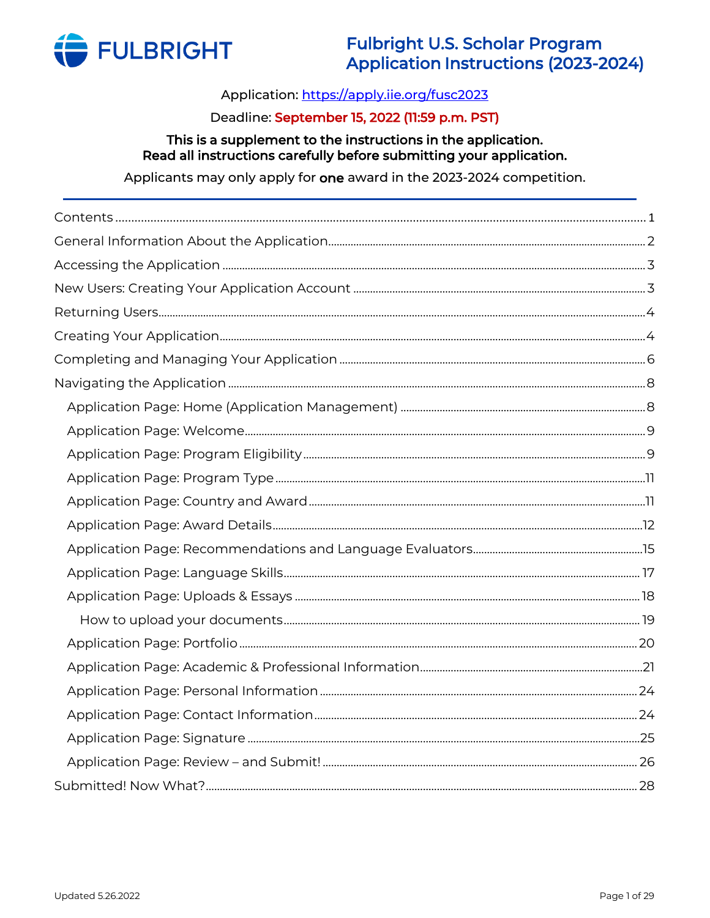FULBRIGHT

# Fulbright U.S. Scholar Program Application Instructions (2023-2024)

Application: https://apply.iie.org/fusc2023

Deadline: **September 15, 2022 (11:59 p.m. PST)**

**This is a supplement to the instructions in the application.**
**Read all instructions carefully before submitting your application.**

Applicants may only apply for **one** award in the 2023-2024 competition.

---

Contents ........ 1
General Information About the Application ........ 2
Accessing the Application ........ 3
New Users: Creating Your Application Account ........ 3
Returning Users ........ 4
Creating Your Application ........ 4
Completing and Managing Your Application ........ 6
Navigating the Application ........ 8
- Application Page: Home (Application Management) ........ 8
- Application Page: Welcome ........ 9
- Application Page: Program Eligibility ........ 9
- Application Page: Program Type ........ 11
- Application Page: Country and Award ........ 11
- Application Page: Award Details ........ 12
- Application Page: Recommendations and Language Evaluators ........ 15
- Application Page: Language Skills ........ 17
- Application Page: Uploads & Essays ........ 18
  - How to upload your documents ........ 19
- Application Page: Portfolio ........ 20
- Application Page: Academic & Professional Information ........ 21
- Application Page: Personal Information ........ 24
- Application Page: Contact Information ........ 24
- Application Page: Signature ........ 25
- Application Page: Review – and Submit! ........ 26

Submitted! Now What? ........ 28

Updated 5.26.2022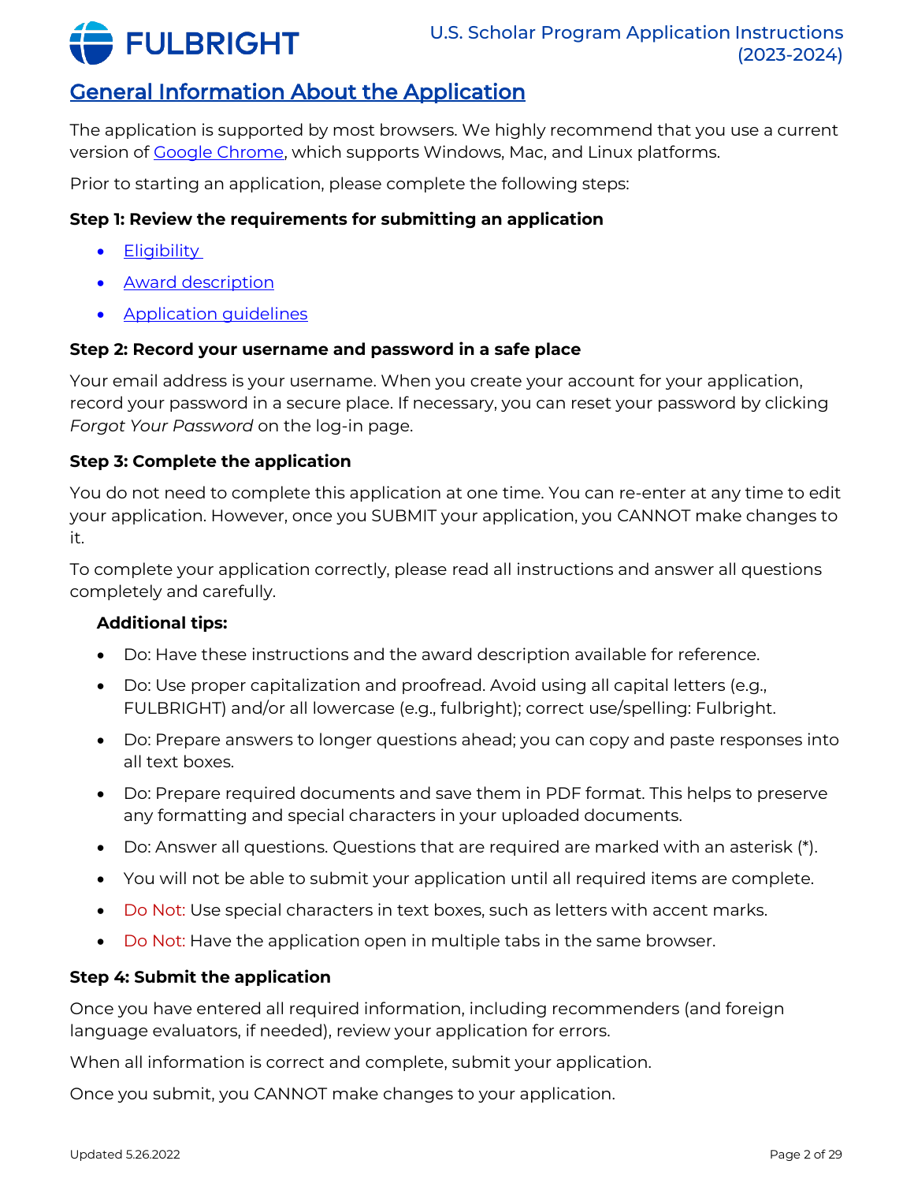## General Information About the Application

The application is supported by most browsers. We highly recommend that you use a current version of Google Chrome, which supports Windows, Mac, and Linux platforms.

Prior to starting an application, please complete the following steps:

**Step 1: Review the requirements for submitting an application**

- Eligibility
- Award description
- Application guidelines

**Step 2: Record your username and password in a safe place**

Your email address is your username. When you create your account for your application, record your password in a secure place. If necessary, you can reset your password by clicking *Forgot Your Password* on the log-in page.

**Step 3: Complete the application**

You do not need to complete this application at one time. You can re-enter at any time to edit your application. However, once you SUBMIT your application, you CANNOT make changes to it.

To complete your application correctly, please read all instructions and answer all questions completely and carefully.

**Additional tips:**

- Do: Have these instructions and the award description available for reference.
- Do: Use proper capitalization and proofread. Avoid using all capital letters (e.g., FULBRIGHT) and/or all lowercase (e.g., fulbright); correct use/spelling: Fulbright.
- Do: Prepare answers to longer questions ahead; you can copy and paste responses into all text boxes.
- Do: Prepare required documents and save them in PDF format. This helps to preserve any formatting and special characters in your uploaded documents.
- Do: Answer all questions. Questions that are required are marked with an asterisk (*).
- You will not be able to submit your application until all required items are complete.
- Do Not: Use special characters in text boxes, such as letters with accent marks.
- Do Not: Have the application open in multiple tabs in the same browser.

**Step 4: Submit the application**

Once you have entered all required information, including recommenders (and foreign language evaluators, if needed), review your application for errors.

When all information is correct and complete, submit your application.

Once you submit, you CANNOT make changes to your application.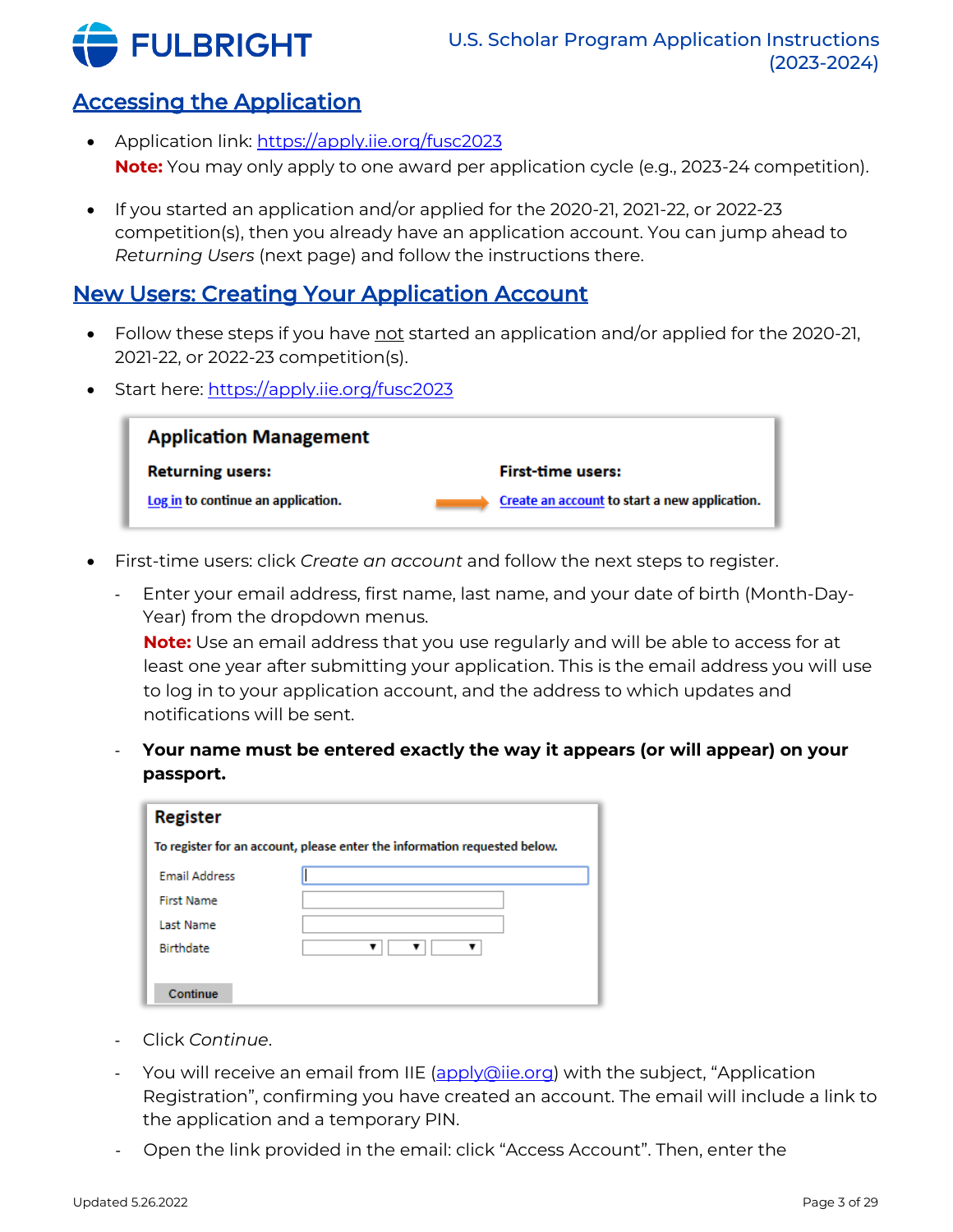## Accessing the Application

- Application link: https://apply.iie.org/fusc2023
  **Note:** You may only apply to one award per application cycle (e.g., 2023-24 competition).

- If you started an application and/or applied for the 2020-21, 2021-22, or 2022-23 competition(s), then you already have an application account. You can jump ahead to *Returning Users* (next page) and follow the instructions there.

## New Users: Creating Your Application Account

- Follow these steps if you have not started an application and/or applied for the 2020-21, 2021-22, or 2022-23 competition(s).
- Start here: https://apply.iie.org/fusc2023

**Application Management**

**Returning users:** Log in to continue an application.

**First-time users:** Create an account to start a new application.

- First-time users: click *Create an account* and follow the next steps to register.
  - Enter your email address, first name, last name, and your date of birth (Month-Day-Year) from the dropdown menus.
    **Note:** Use an email address that you use regularly and will be able to access for at least one year after submitting your application. This is the email address you will use to log in to your application account, and the address to which updates and notifications will be sent.
  - **Your name must be entered exactly the way it appears (or will appear) on your passport.**

**Register**

To register for an account, please enter the information requested below.

Email Address
First Name
Last Name
Birthdate

Continue

  - Click *Continue*.
  - You will receive an email from IIE (apply@iie.org) with the subject, "Application Registration", confirming you have created an account. The email will include a link to the application and a temporary PIN.
  - Open the link provided in the email: click "Access Account". Then, enter the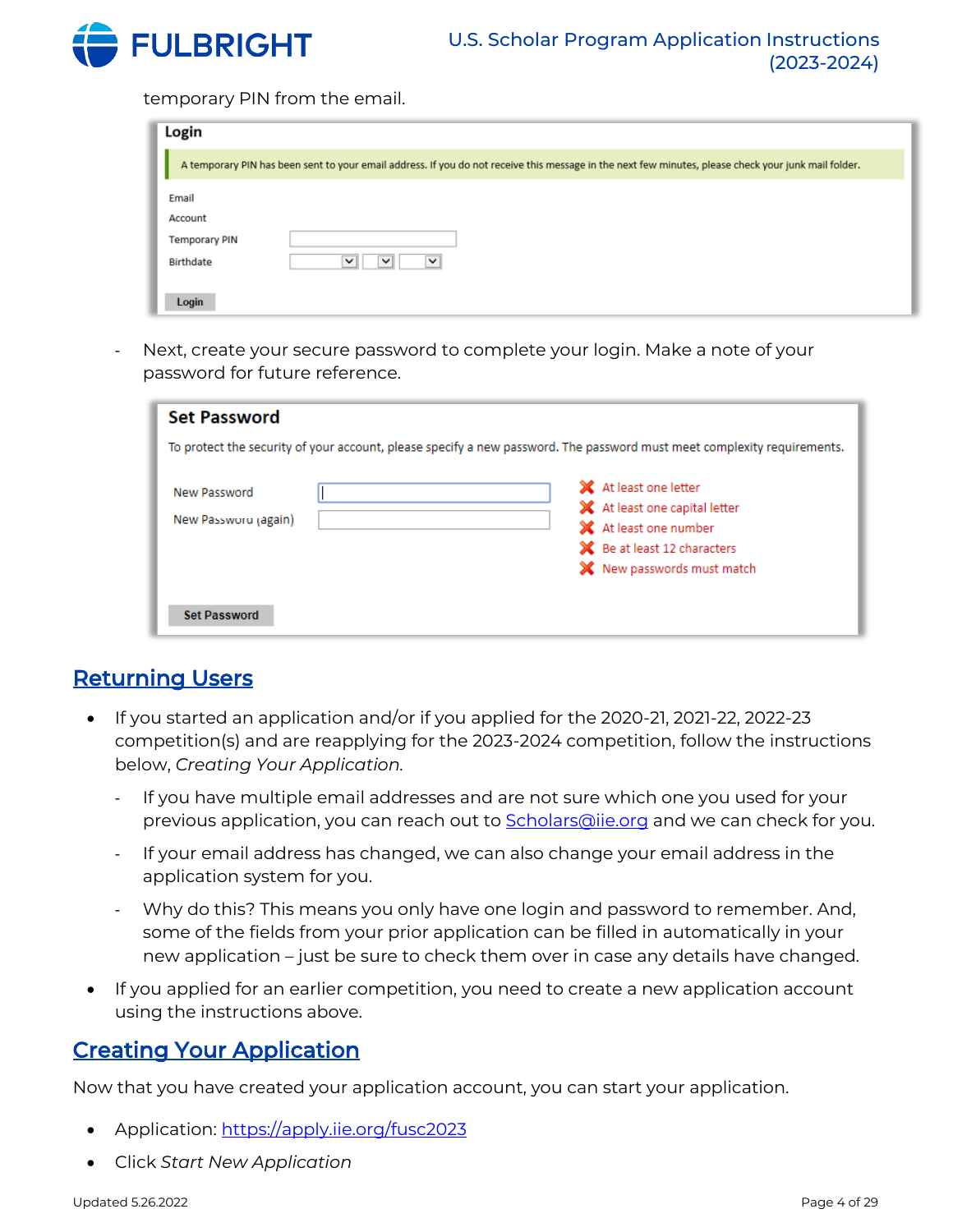temporary PIN from the email.

**Login**

A temporary PIN has been sent to your email address. If you do not receive this message in the next few minutes, please check your junk mail folder.

Email
Account
Temporary PIN
Birthdate

Login

- Next, create your secure password to complete your login. Make a note of your password for future reference.

**Set Password**

To protect the security of your account, please specify a new password. The password must meet complexity requirements.

New Password
New Password (again)

- At least one letter
- At least one capital letter
- At least one number
- Be at least 12 characters
- New passwords must match

Set Password

## Returning Users

- If you started an application and/or if you applied for the 2020-21, 2021-22, 2022-23 competition(s) and are reapplying for the 2023-2024 competition, follow the instructions below, *Creating Your Application*.
  - If you have multiple email addresses and are not sure which one you used for your previous application, you can reach out to [Scholars@iie.org](mailto:Scholars@iie.org) and we can check for you.
  - If your email address has changed, we can also change your email address in the application system for you.
  - Why do this? This means you only have one login and password to remember. And, some of the fields from your prior application can be filled in automatically in your new application – just be sure to check them over in case any details have changed.
- If you applied for an earlier competition, you need to create a new application account using the instructions above.

## Creating Your Application

Now that you have created your application account, you can start your application.

- Application: [https://apply.iie.org/fusc2023](https://apply.iie.org/fusc2023)
- Click *Start New Application*

Updated 5.26.2022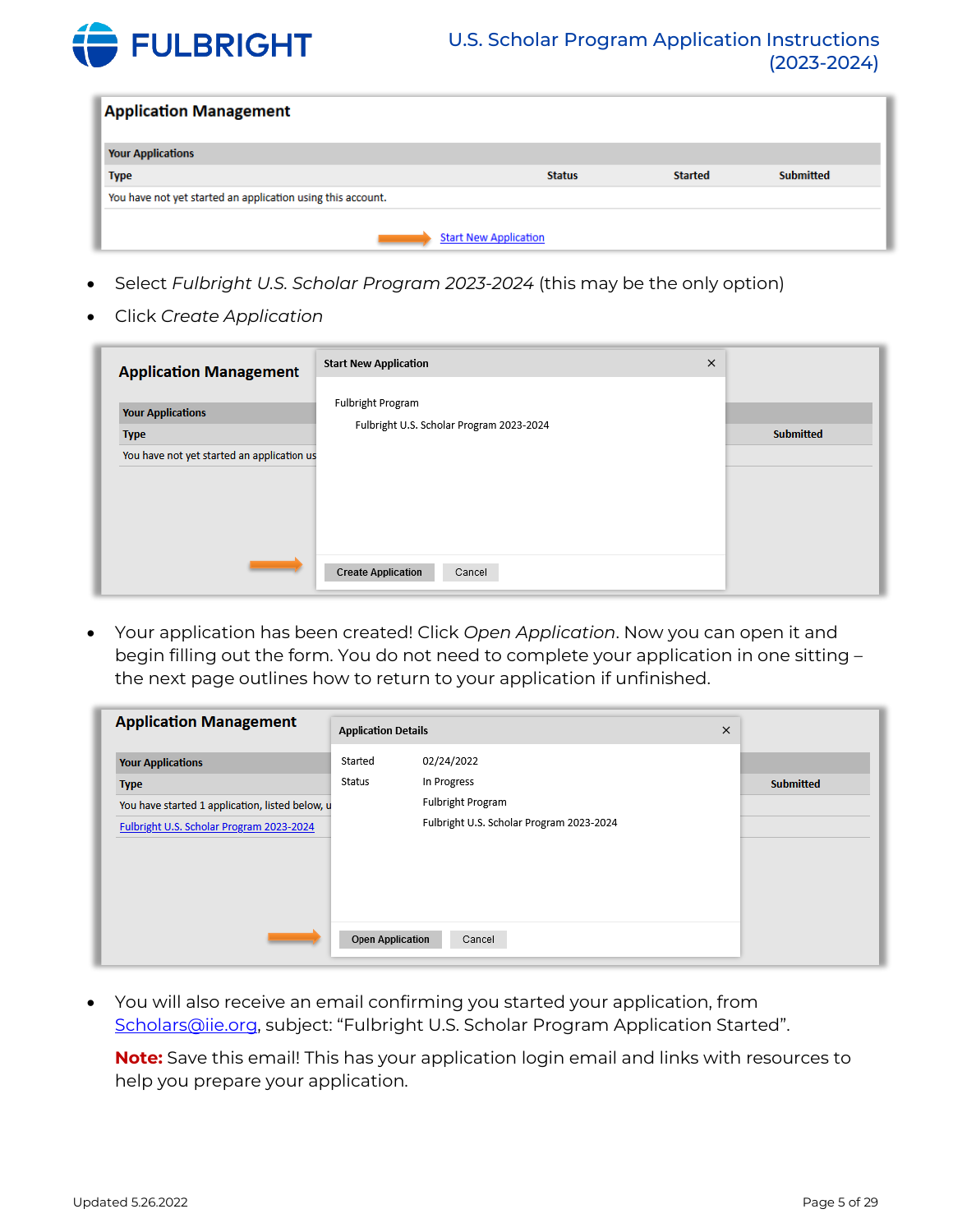**Application Management**

| Your Applications | | | |
|---|---|---|---|
| Type | Status | Started | Submitted |
| You have not yet started an application using this account. | | | |

Start New Application

- Select *Fulbright U.S. Scholar Program 2023-2024* (this may be the only option)
- Click *Create Application*

**Application Management**

**Start New Application**

Fulbright Program

Fulbright U.S. Scholar Program 2023-2024

Create Application   Cancel

- Your application has been created! Click *Open Application*. Now you can open it and begin filling out the form. You do not need to complete your application in one sitting – the next page outlines how to return to your application if unfinished.

**Application Management**

**Application Details**

| | |
|---|---|
| Started | 02/24/2022 |
| Status | In Progress |
| | Fulbright Program |
| | Fulbright U.S. Scholar Program 2023-2024 |

Open Application   Cancel

- You will also receive an email confirming you started your application, from Scholars@iie.org, subject: "Fulbright U.S. Scholar Program Application Started".

  **Note:** Save this email! This has your application login email and links with resources to help you prepare your application.

Updated 5.26.2022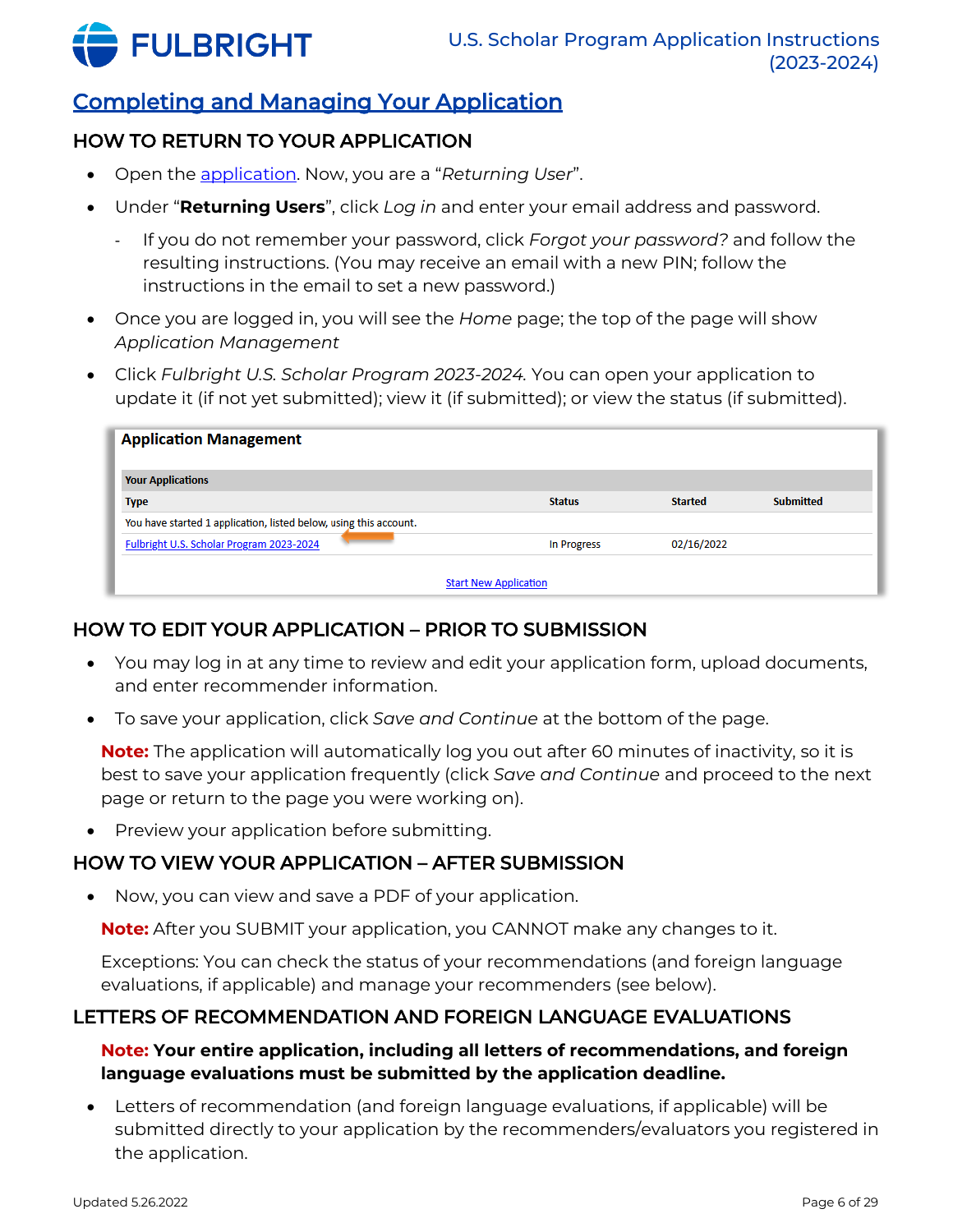## Completing and Managing Your Application

### HOW TO RETURN TO YOUR APPLICATION

- Open the application. Now, you are a "*Returning User*".
- Under "**Returning Users**", click *Log in* and enter your email address and password.
  - If you do not remember your password, click *Forgot your password?* and follow the resulting instructions. (You may receive an email with a new PIN; follow the instructions in the email to set a new password.)
- Once you are logged in, you will see the *Home* page; the top of the page will show *Application Management*
- Click *Fulbright U.S. Scholar Program 2023-2024*. You can open your application to update it (if not yet submitted); view it (if submitted); or view the status (if submitted).

**Application Management**

| Your Applications | | | |
|---|---|---|---|
| **Type** | **Status** | **Started** | **Submitted** |
| You have started 1 application, listed below, using this account. | | | |
| Fulbright U.S. Scholar Program 2023-2024 | In Progress | 02/16/2022 | |

Start New Application

### HOW TO EDIT YOUR APPLICATION – PRIOR TO SUBMISSION

- You may log in at any time to review and edit your application form, upload documents, and enter recommender information.
- To save your application, click *Save and Continue* at the bottom of the page.

  **Note:** The application will automatically log you out after 60 minutes of inactivity, so it is best to save your application frequently (click *Save and Continue* and proceed to the next page or return to the page you were working on).

- Preview your application before submitting.

### HOW TO VIEW YOUR APPLICATION – AFTER SUBMISSION

- Now, you can view and save a PDF of your application.

  **Note:** After you SUBMIT your application, you CANNOT make any changes to it.

  Exceptions: You can check the status of your recommendations (and foreign language evaluations, if applicable) and manage your recommenders (see below).

### LETTERS OF RECOMMENDATION AND FOREIGN LANGUAGE EVALUATIONS

**Note: Your entire application, including all letters of recommendations, and foreign language evaluations must be submitted by the application deadline.**

- Letters of recommendation (and foreign language evaluations, if applicable) will be submitted directly to your application by the recommenders/evaluators you registered in the application.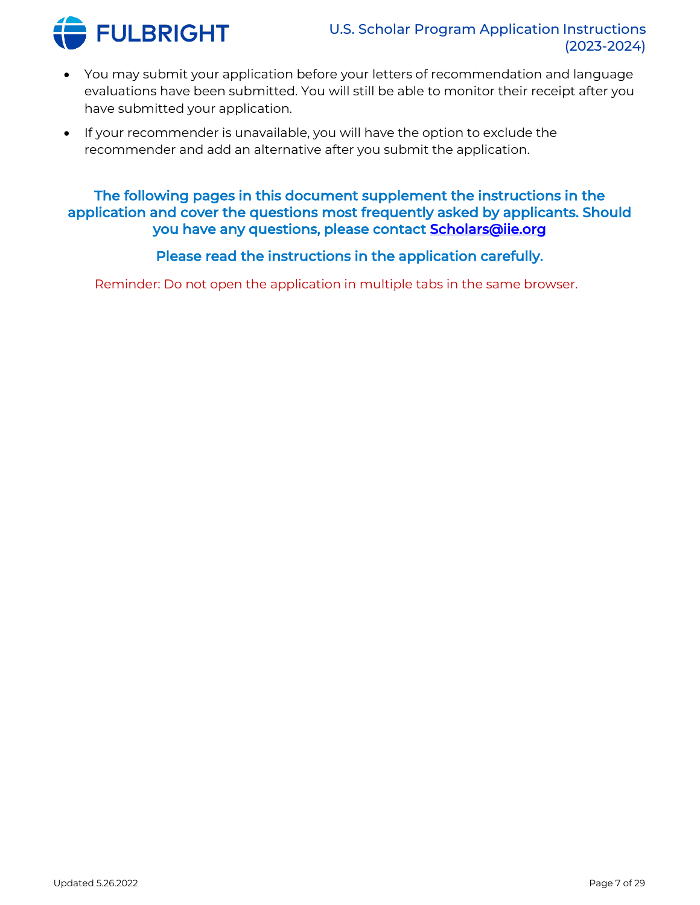- You may submit your application before your letters of recommendation and language evaluations have been submitted. You will still be able to monitor their receipt after you have submitted your application.
- If your recommender is unavailable, you will have the option to exclude the recommender and add an alternative after you submit the application.

**The following pages in this document supplement the instructions in the application and cover the questions most frequently asked by applicants. Should you have any questions, please contact [Scholars@iie.org](mailto:Scholars@iie.org)**

**Please read the instructions in the application carefully.**

Reminder: Do not open the application in multiple tabs in the same browser.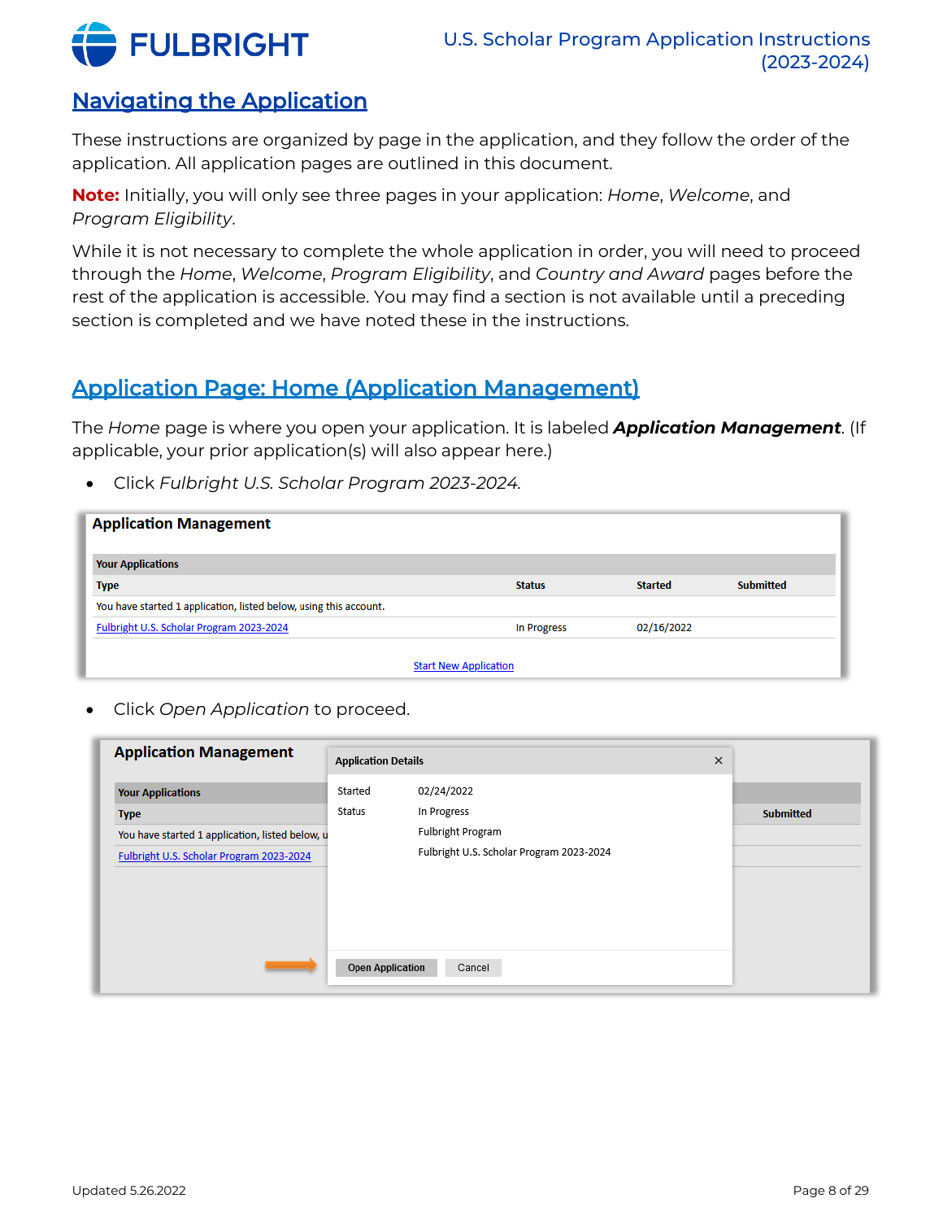## Navigating the Application

These instructions are organized by page in the application, and they follow the order of the application. All application pages are outlined in this document.

**Note:** Initially, you will only see three pages in your application: *Home*, *Welcome*, and *Program Eligibility*.

While it is not necessary to complete the whole application in order, you will need to proceed through the *Home*, *Welcome*, *Program Eligibility*, and *Country and Award* pages before the rest of the application is accessible. You may find a section is not available until a preceding section is completed and we have noted these in the instructions.

## Application Page: Home (Application Management)

The *Home* page is where you open your application. It is labeled ***Application Management***. (If applicable, your prior application(s) will also appear here.)

- Click *Fulbright U.S. Scholar Program 2023-2024*.

**Application Management**

| Your Applications | | | |
|---|---|---|---|
| **Type** | **Status** | **Started** | **Submitted** |
| You have started 1 application, listed below, using this account. | | | |
| Fulbright U.S. Scholar Program 2023-2024 | In Progress | 02/16/2022 | |

Start New Application

- Click *Open Application* to proceed.

**Application Details**

| | |
|---|---|
| Started | 02/24/2022 |
| Status | In Progress |
| | Fulbright Program |
| | Fulbright U.S. Scholar Program 2023-2024 |

Open Application | Cancel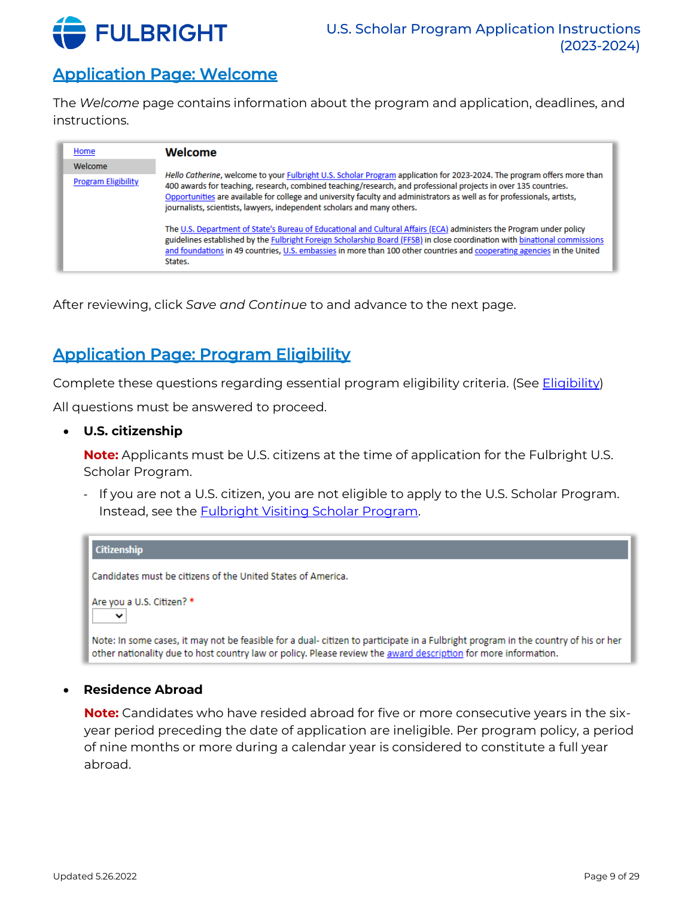## Application Page: Welcome

The *Welcome* page contains information about the program and application, deadlines, and instructions.

Home
Welcome
Program Eligibility

**Welcome**

*Hello Catherine*, welcome to your Fulbright U.S. Scholar Program application for 2023-2024. The program offers more than 400 awards for teaching, research, combined teaching/research, and professional projects in over 135 countries. Opportunities are available for college and university faculty and administrators as well as for professionals, artists, journalists, scientists, lawyers, independent scholars and many others.

The U.S. Department of State's Bureau of Educational and Cultural Affairs (ECA) administers the Program under policy guidelines established by the Fulbright Foreign Scholarship Board (FFSB) in close coordination with binational commissions and foundations in 49 countries, U.S. embassies in more than 100 other countries and cooperating agencies in the United States.

After reviewing, click *Save and Continue* to and advance to the next page.

## Application Page: Program Eligibility

Complete these questions regarding essential program eligibility criteria. (See Eligibility)

All questions must be answered to proceed.

- **U.S. citizenship**

  **Note:** Applicants must be U.S. citizens at the time of application for the Fulbright U.S. Scholar Program.

  - If you are not a U.S. citizen, you are not eligible to apply to the U.S. Scholar Program. Instead, see the Fulbright Visiting Scholar Program.

  **Citizenship**

  Candidates must be citizens of the United States of America.

  Are you a U.S. Citizen? *

  Note: In some cases, it may not be feasible for a dual- citizen to participate in a Fulbright program in the country of his or her other nationality due to host country law or policy. Please review the award description for more information.

- **Residence Abroad**

  **Note:** Candidates who have resided abroad for five or more consecutive years in the six-year period preceding the date of application are ineligible. Per program policy, a period of nine months or more during a calendar year is considered to constitute a full year abroad.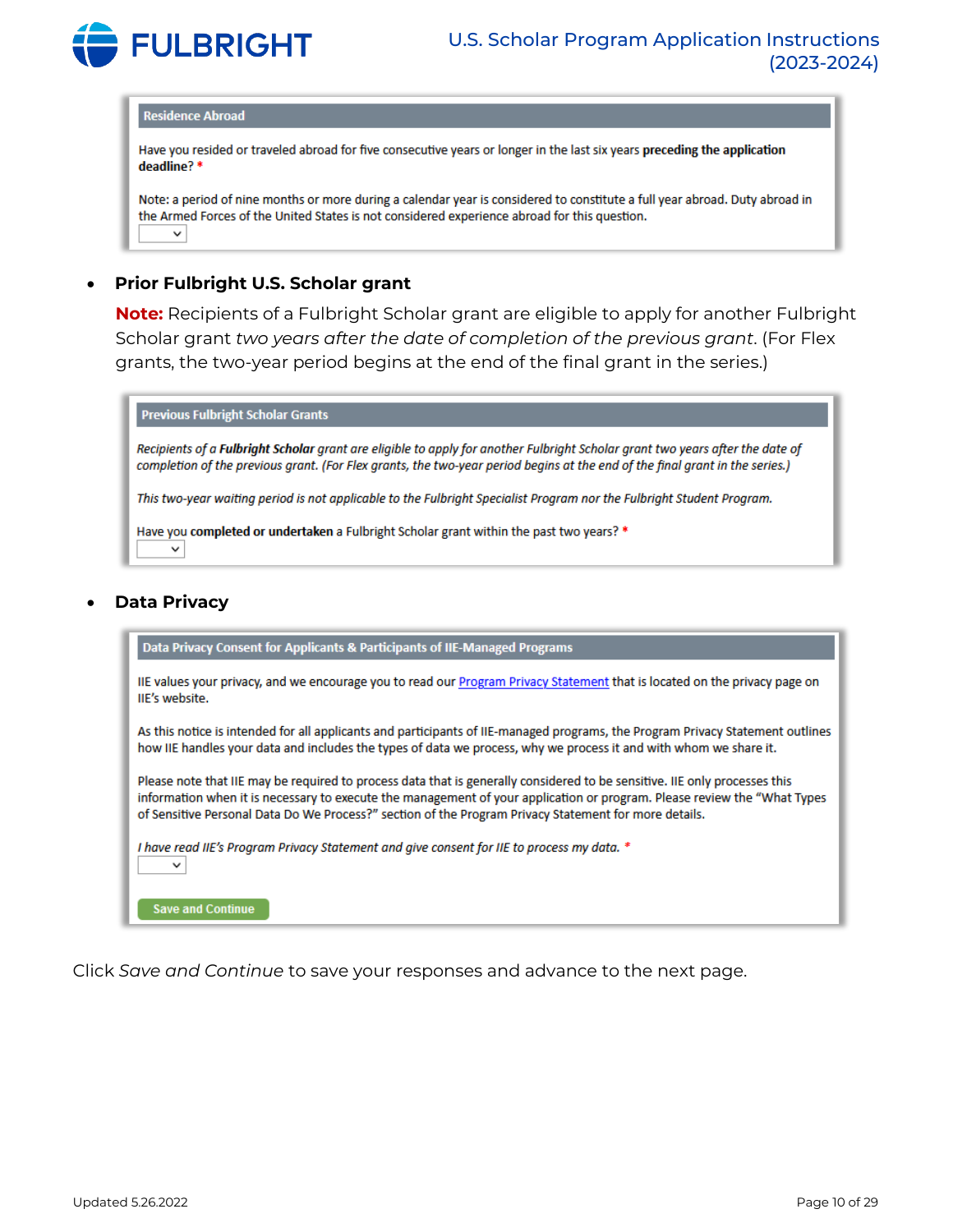**Residence Abroad**

Have you resided or traveled abroad for five consecutive years or longer in the last six years **preceding the application deadline**? *

Note: a period of nine months or more during a calendar year is considered to constitute a full year abroad. Duty abroad in the Armed Forces of the United States is not considered experience abroad for this question.

- **Prior Fulbright U.S. Scholar grant**

  **Note:** Recipients of a Fulbright Scholar grant are eligible to apply for another Fulbright Scholar grant *two years after the date of completion of the previous grant*. (For Flex grants, the two-year period begins at the end of the final grant in the series.)

**Previous Fulbright Scholar Grants**

*Recipients of a **Fulbright Scholar** grant are eligible to apply for another Fulbright Scholar grant two years after the date of completion of the previous grant. (For Flex grants, the two-year period begins at the end of the final grant in the series.)*

*This two-year waiting period is not applicable to the Fulbright Specialist Program nor the Fulbright Student Program.*

Have you **completed or undertaken** a Fulbright Scholar grant within the past two years? *

- **Data Privacy**

**Data Privacy Consent for Applicants & Participants of IIE-Managed Programs**

IIE values your privacy, and we encourage you to read our Program Privacy Statement that is located on the privacy page on IIE's website.

As this notice is intended for all applicants and participants of IIE-managed programs, the Program Privacy Statement outlines how IIE handles your data and includes the types of data we process, why we process it and with whom we share it.

Please note that IIE may be required to process data that is generally considered to be sensitive. IIE only processes this information when it is necessary to execute the management of your application or program. Please review the "What Types of Sensitive Personal Data Do We Process?" section of the Program Privacy Statement for more details.

*I have read IIE's Program Privacy Statement and give consent for IIE to process my data.* *

Save and Continue

Click *Save and Continue* to save your responses and advance to the next page.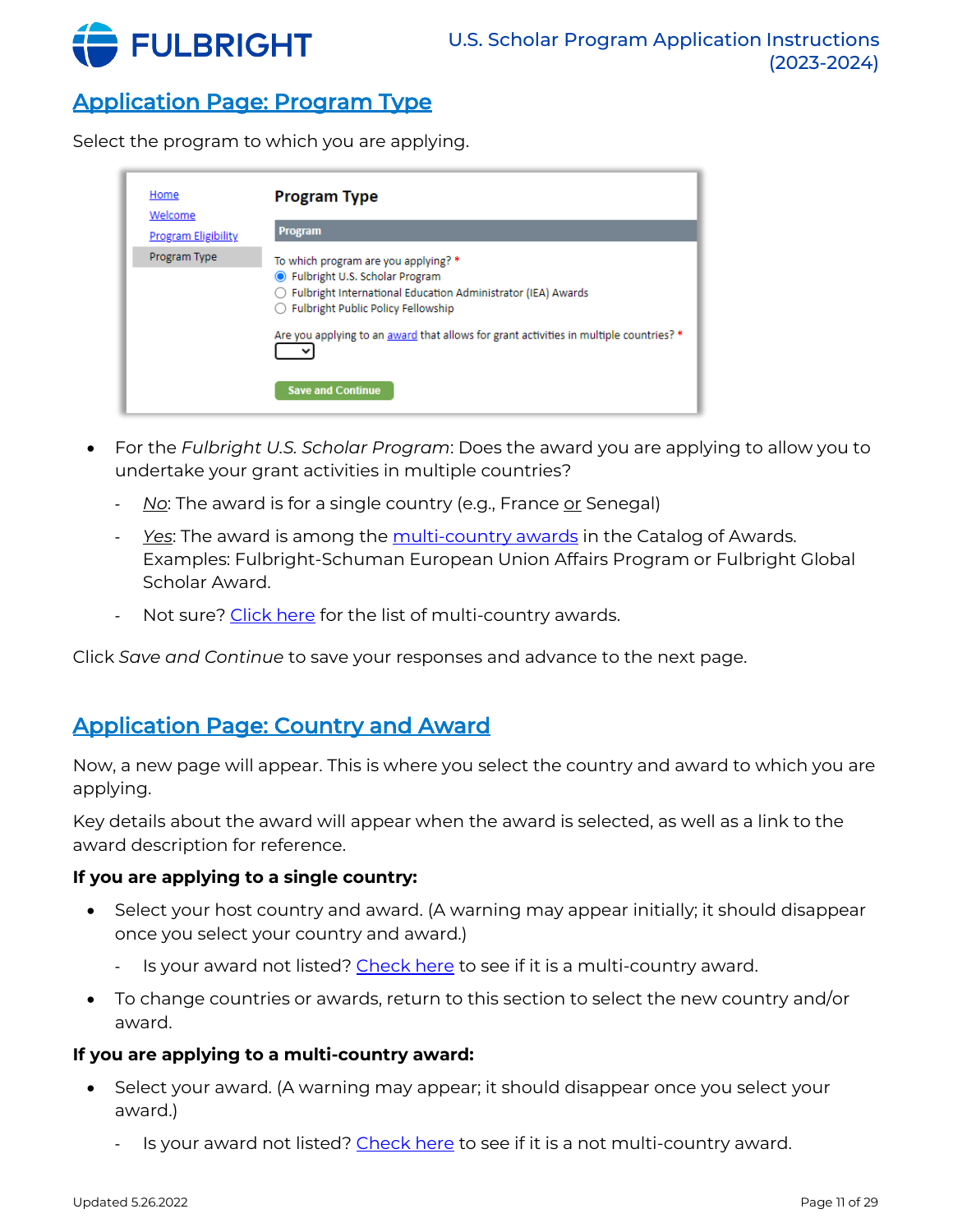## Application Page: Program Type

Select the program to which you are applying.

- For the *Fulbright U.S. Scholar Program*: Does the award you are applying to allow you to undertake your grant activities in multiple countries?
  - *No*: The award is for a single country (e.g., France or Senegal)
  - *Yes*: The award is among the multi-country awards in the Catalog of Awards. Examples: Fulbright-Schuman European Union Affairs Program or Fulbright Global Scholar Award.
  - Not sure? Click here for the list of multi-country awards.

Click *Save and Continue* to save your responses and advance to the next page.

## Application Page: Country and Award

Now, a new page will appear. This is where you select the country and award to which you are applying.

Key details about the award will appear when the award is selected, as well as a link to the award description for reference.

**If you are applying to a single country:**

- Select your host country and award. (A warning may appear initially; it should disappear once you select your country and award.)
  - Is your award not listed? Check here to see if it is a multi-country award.
- To change countries or awards, return to this section to select the new country and/or award.

**If you are applying to a multi-country award:**

- Select your award. (A warning may appear; it should disappear once you select your award.)
  - Is your award not listed? Check here to see if it is a not multi-country award.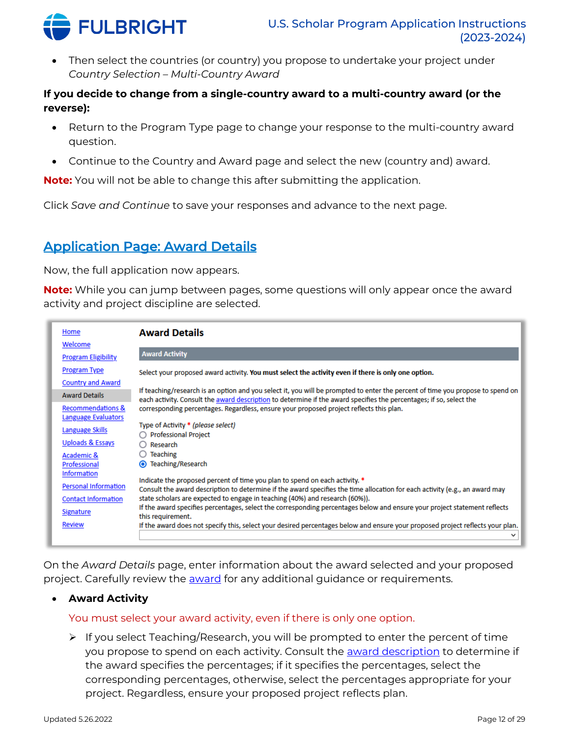- Then select the countries (or country) you propose to undertake your project under *Country Selection – Multi-Country Award*

**If you decide to change from a single-country award to a multi-country award (or the reverse):**

- Return to the Program Type page to change your response to the multi-country award question.
- Continue to the Country and Award page and select the new (country and) award.

**Note:** You will not be able to change this after submitting the application.

Click *Save and Continue* to save your responses and advance to the next page.

## Application Page: Award Details

Now, the full application now appears.

**Note:** While you can jump between pages, some questions will only appear once the award activity and project discipline are selected.

Home
Welcome
Program Eligibility
Program Type
Country and Award
Award Details
Recommendations & Language Evaluators
Language Skills
Uploads & Essays
Academic & Professional Information
Personal Information
Contact Information
Signature
Review

**Award Details**

**Award Activity**

Select your proposed award activity. **You must select the activity even if there is only one option.**

If teaching/research is an option and you select it, you will be prompted to enter the percent of time you propose to spend on each activity. Consult the award description to determine if the award specifies the percentages; if so, select the corresponding percentages. Regardless, ensure your proposed project reflects this plan.

Type of Activity * *(please select)*

- Professional Project
- Research
- Teaching
- Teaching/Research

Indicate the proposed percent of time you plan to spend on each activity. *
Consult the award description to determine if the award specifies the time allocation for each activity (e.g., an award may state scholars are expected to engage in teaching (40%) and research (60%)).
If the award specifies percentages, select the corresponding percentages below and ensure your project statement reflects this requirement.
If the award does not specify this, select your desired percentages below and ensure your proposed project reflects your plan.

On the *Award Details* page, enter information about the award selected and your proposed project. Carefully review the award for any additional guidance or requirements.

- **Award Activity**

  You must select your award activity, even if there is only one option.

  - If you select Teaching/Research, you will be prompted to enter the percent of time you propose to spend on each activity. Consult the award description to determine if the award specifies the percentages; if it specifies the percentages, select the corresponding percentages, otherwise, select the percentages appropriate for your project. Regardless, ensure your proposed project reflects plan.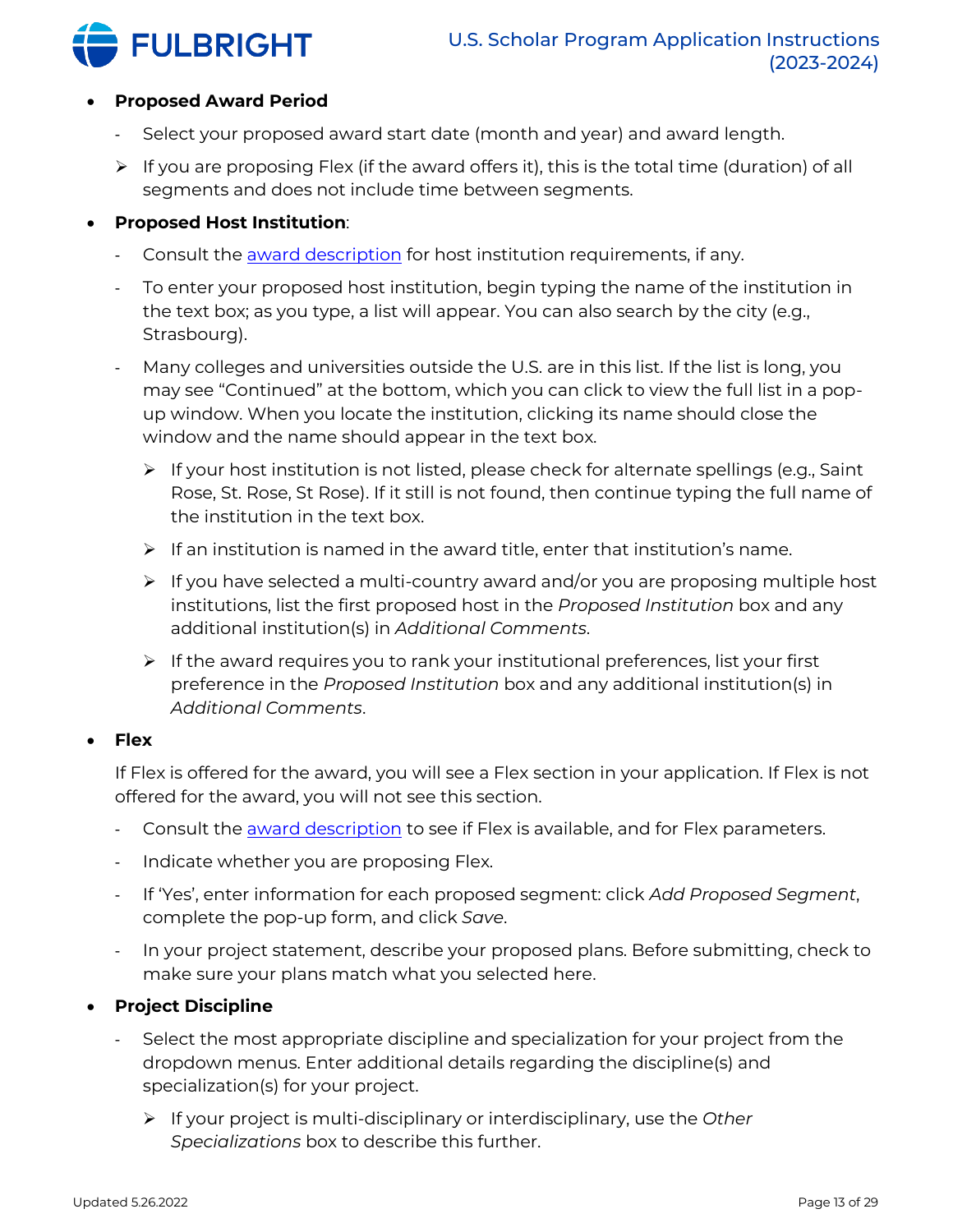- **Proposed Award Period**
  - Select your proposed award start date (month and year) and award length.
  - ➢ If you are proposing Flex (if the award offers it), this is the total time (duration) of all segments and does not include time between segments.

- **Proposed Host Institution**:
  - Consult the [award description](#) for host institution requirements, if any.
  - To enter your proposed host institution, begin typing the name of the institution in the text box; as you type, a list will appear. You can also search by the city (e.g., Strasbourg).
  - Many colleges and universities outside the U.S. are in this list. If the list is long, you may see "Continued" at the bottom, which you can click to view the full list in a pop-up window. When you locate the institution, clicking its name should close the window and the name should appear in the text box.
    - ➢ If your host institution is not listed, please check for alternate spellings (e.g., Saint Rose, St. Rose, St Rose). If it still is not found, then continue typing the full name of the institution in the text box.
    - ➢ If an institution is named in the award title, enter that institution's name.
    - ➢ If you have selected a multi-country award and/or you are proposing multiple host institutions, list the first proposed host in the *Proposed Institution* box and any additional institution(s) in *Additional Comments*.
    - ➢ If the award requires you to rank your institutional preferences, list your first preference in the *Proposed Institution* box and any additional institution(s) in *Additional Comments*.

- **Flex**

  If Flex is offered for the award, you will see a Flex section in your application. If Flex is not offered for the award, you will not see this section.

  - Consult the [award description](#) to see if Flex is available, and for Flex parameters.
  - Indicate whether you are proposing Flex.
  - If 'Yes', enter information for each proposed segment: click *Add Proposed Segment*, complete the pop-up form, and click *Save*.
  - In your project statement, describe your proposed plans. Before submitting, check to make sure your plans match what you selected here.

- **Project Discipline**
  - Select the most appropriate discipline and specialization for your project from the dropdown menus. Enter additional details regarding the discipline(s) and specialization(s) for your project.
    - ➢ If your project is multi-disciplinary or interdisciplinary, use the *Other Specializations* box to describe this further.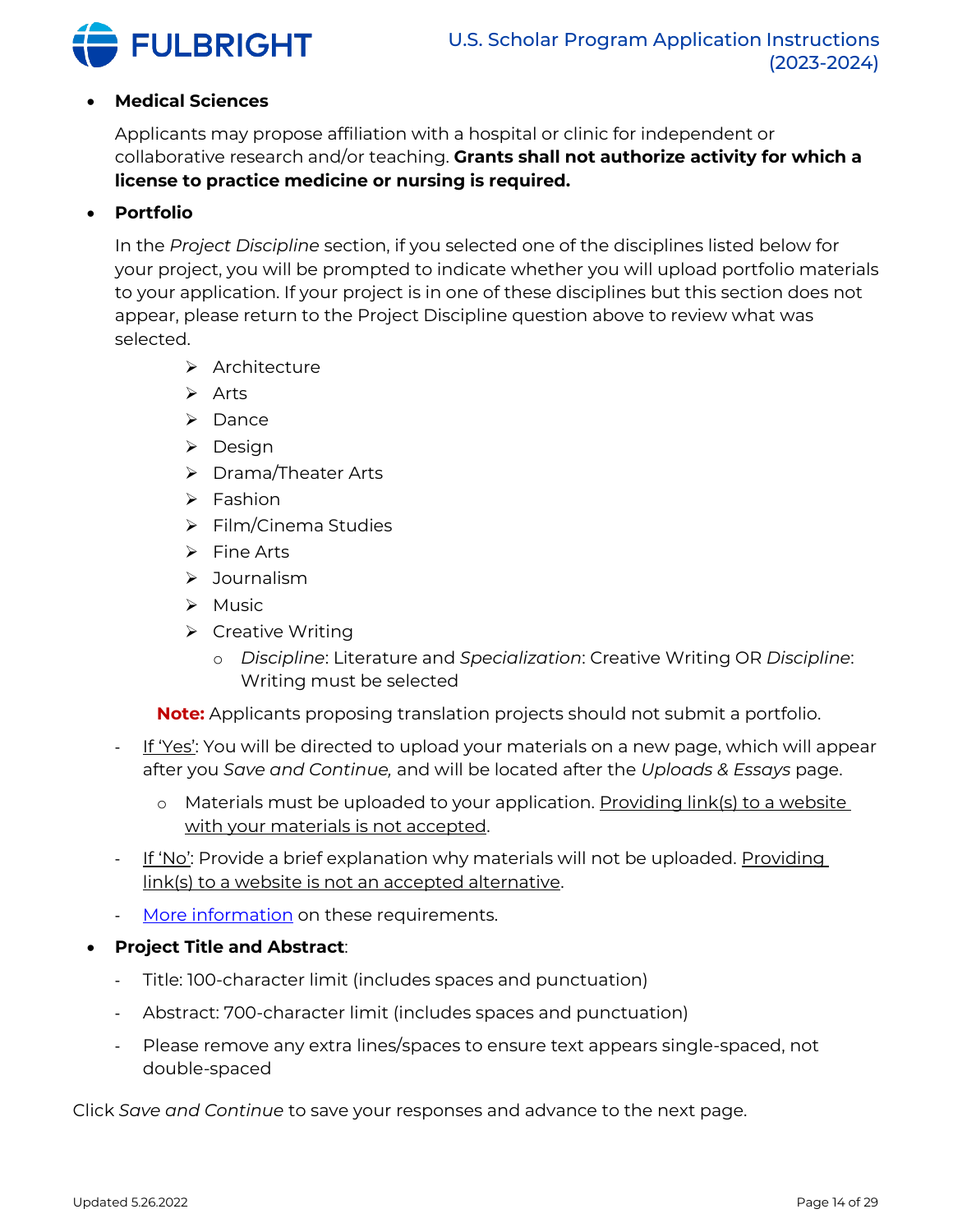- **Medical Sciences**

  Applicants may propose affiliation with a hospital or clinic for independent or collaborative research and/or teaching. **Grants shall not authorize activity for which a license to practice medicine or nursing is required.**

- **Portfolio**

  In the *Project Discipline* section, if you selected one of the disciplines listed below for your project, you will be prompted to indicate whether you will upload portfolio materials to your application. If your project is in one of these disciplines but this section does not appear, please return to the Project Discipline question above to review what was selected.

  - Architecture
  - Arts
  - Dance
  - Design
  - Drama/Theater Arts
  - Fashion
  - Film/Cinema Studies
  - Fine Arts
  - Journalism
  - Music
  - Creative Writing
    - *Discipline*: Literature and *Specialization*: Creative Writing OR *Discipline*: Writing must be selected

  **Note:** Applicants proposing translation projects should not submit a portfolio.

  - If 'Yes': You will be directed to upload your materials on a new page, which will appear after you *Save and Continue,* and will be located after the *Uploads & Essays* page.
    - Materials must be uploaded to your application. Providing link(s) to a website with your materials is not accepted.
  - If 'No': Provide a brief explanation why materials will not be uploaded. Providing link(s) to a website is not an accepted alternative.
  - More information on these requirements.

- **Project Title and Abstract**:
  - Title: 100-character limit (includes spaces and punctuation)
  - Abstract: 700-character limit (includes spaces and punctuation)
  - Please remove any extra lines/spaces to ensure text appears single-spaced, not double-spaced

Click *Save and Continue* to save your responses and advance to the next page.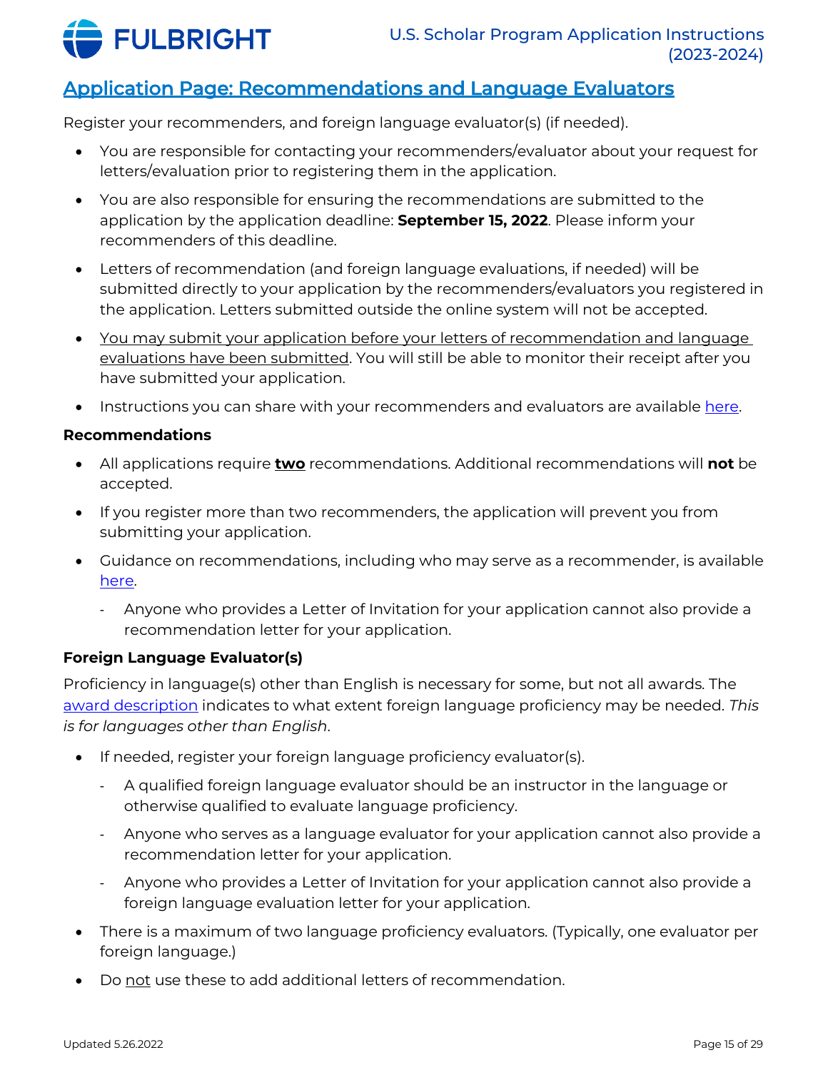## Application Page: Recommendations and Language Evaluators

Register your recommenders, and foreign language evaluator(s) (if needed).

- You are responsible for contacting your recommenders/evaluator about your request for letters/evaluation prior to registering them in the application.
- You are also responsible for ensuring the recommendations are submitted to the application by the application deadline: **September 15, 2022**. Please inform your recommenders of this deadline.
- Letters of recommendation (and foreign language evaluations, if needed) will be submitted directly to your application by the recommenders/evaluators you registered in the application. Letters submitted outside the online system will not be accepted.
- You may submit your application before your letters of recommendation and language evaluations have been submitted. You will still be able to monitor their receipt after you have submitted your application.
- Instructions you can share with your recommenders and evaluators are available here.

**Recommendations**

- All applications require **two** recommendations. Additional recommendations will **not** be accepted.
- If you register more than two recommenders, the application will prevent you from submitting your application.
- Guidance on recommendations, including who may serve as a recommender, is available here.
  - Anyone who provides a Letter of Invitation for your application cannot also provide a recommendation letter for your application.

**Foreign Language Evaluator(s)**

Proficiency in language(s) other than English is necessary for some, but not all awards. The award description indicates to what extent foreign language proficiency may be needed. *This is for languages other than English*.

- If needed, register your foreign language proficiency evaluator(s).
  - A qualified foreign language evaluator should be an instructor in the language or otherwise qualified to evaluate language proficiency.
  - Anyone who serves as a language evaluator for your application cannot also provide a recommendation letter for your application.
  - Anyone who provides a Letter of Invitation for your application cannot also provide a foreign language evaluation letter for your application.
- There is a maximum of two language proficiency evaluators. (Typically, one evaluator per foreign language.)
- Do not use these to add additional letters of recommendation.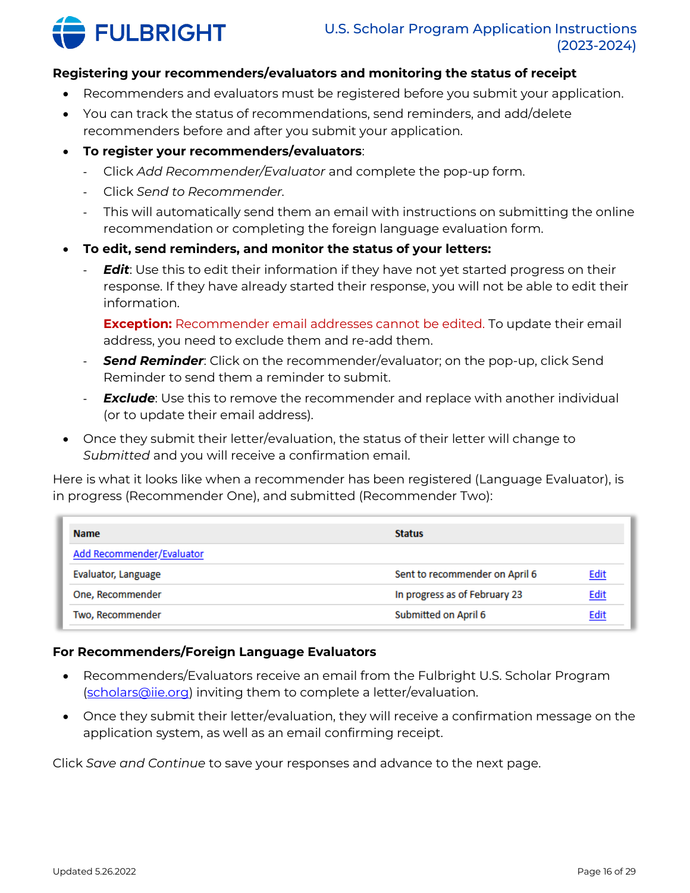**Registering your recommenders/evaluators and monitoring the status of receipt**

- Recommenders and evaluators must be registered before you submit your application.
- You can track the status of recommendations, send reminders, and add/delete recommenders before and after you submit your application.
- **To register your recommenders/evaluators**:
  - Click *Add Recommender/Evaluator* and complete the pop-up form.
  - Click *Send to Recommender*.
  - This will automatically send them an email with instructions on submitting the online recommendation or completing the foreign language evaluation form.
- **To edit, send reminders, and monitor the status of your letters:**
  - ***Edit***: Use this to edit their information if they have not yet started progress on their response. If they have already started their response, you will not be able to edit their information.

    **Exception:** Recommender email addresses cannot be edited. To update their email address, you need to exclude them and re-add them.
  - ***Send Reminder***: Click on the recommender/evaluator; on the pop-up, click Send Reminder to send them a reminder to submit.
  - ***Exclude***: Use this to remove the recommender and replace with another individual (or to update their email address).
- Once they submit their letter/evaluation, the status of their letter will change to *Submitted* and you will receive a confirmation email.

Here is what it looks like when a recommender has been registered (Language Evaluator), is in progress (Recommender One), and submitted (Recommender Two):

| Name | Status | |
|---|---|---|
| Add Recommender/Evaluator | | |
| Evaluator, Language | Sent to recommender on April 6 | Edit |
| One, Recommender | In progress as of February 23 | Edit |
| Two, Recommender | Submitted on April 6 | Edit |

**For Recommenders/Foreign Language Evaluators**

- Recommenders/Evaluators receive an email from the Fulbright U.S. Scholar Program (scholars@iie.org) inviting them to complete a letter/evaluation.
- Once they submit their letter/evaluation, they will receive a confirmation message on the application system, as well as an email confirming receipt.

Click *Save and Continue* to save your responses and advance to the next page.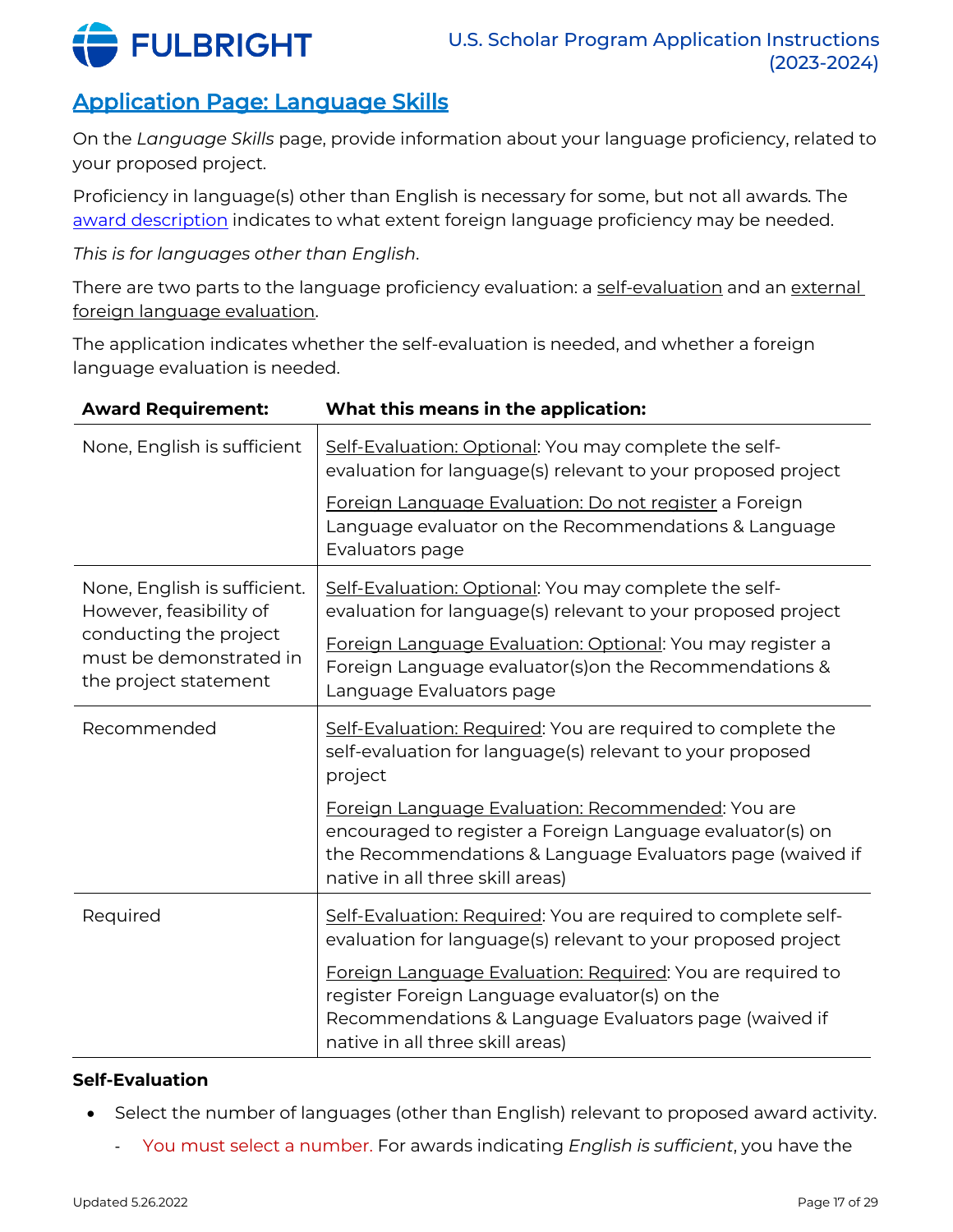## Application Page: Language Skills

On the *Language Skills* page, provide information about your language proficiency, related to your proposed project.

Proficiency in language(s) other than English is necessary for some, but not all awards. The award description indicates to what extent foreign language proficiency may be needed.

*This is for languages other than English*.

There are two parts to the language proficiency evaluation: a self-evaluation and an external foreign language evaluation.

The application indicates whether the self-evaluation is needed, and whether a foreign language evaluation is needed.

| Award Requirement: | What this means in the application: |
|---|---|
| None, English is sufficient | Self-Evaluation: Optional: You may complete the self-evaluation for language(s) relevant to your proposed project<br><br>Foreign Language Evaluation: Do not register a Foreign Language evaluator on the Recommendations & Language Evaluators page |
| None, English is sufficient. However, feasibility of conducting the project must be demonstrated in the project statement | Self-Evaluation: Optional: You may complete the self-evaluation for language(s) relevant to your proposed project<br><br>Foreign Language Evaluation: Optional: You may register a Foreign Language evaluator(s)on the Recommendations & Language Evaluators page |
| Recommended | Self-Evaluation: Required: You are required to complete the self-evaluation for language(s) relevant to your proposed project<br><br>Foreign Language Evaluation: Recommended: You are encouraged to register a Foreign Language evaluator(s) on the Recommendations & Language Evaluators page (waived if native in all three skill areas) |
| Required | Self-Evaluation: Required: You are required to complete self-evaluation for language(s) relevant to your proposed project<br><br>Foreign Language Evaluation: Required: You are required to register Foreign Language evaluator(s) on the Recommendations & Language Evaluators page (waived if native in all three skill areas) |

**Self-Evaluation**

- Select the number of languages (other than English) relevant to proposed award activity.
  - You must select a number. For awards indicating *English is sufficient*, you have the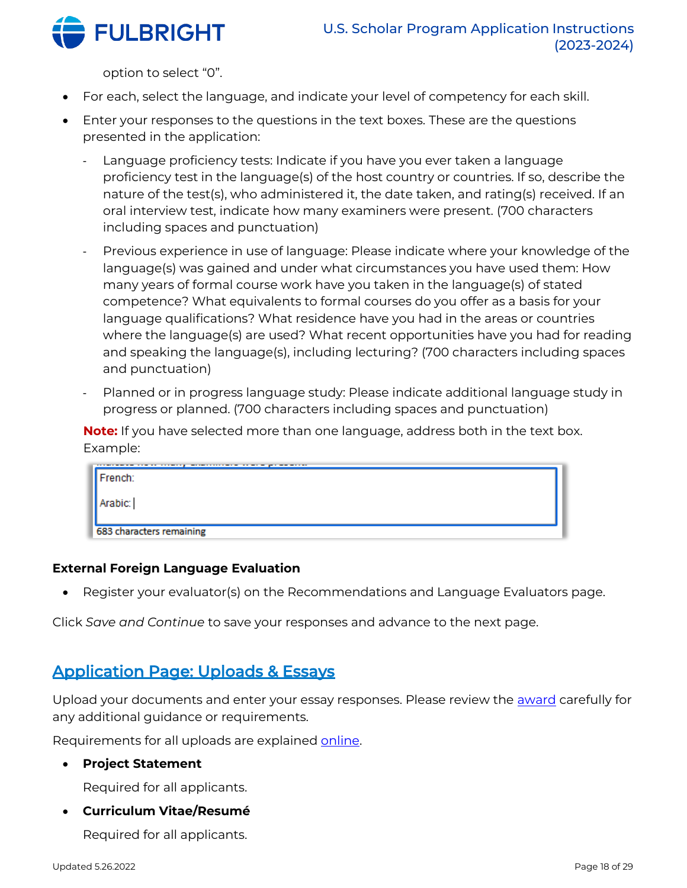option to select "0".

- For each, select the language, and indicate your level of competency for each skill.
- Enter your responses to the questions in the text boxes. These are the questions presented in the application:
  - Language proficiency tests: Indicate if you have you ever taken a language proficiency test in the language(s) of the host country or countries. If so, describe the nature of the test(s), who administered it, the date taken, and rating(s) received. If an oral interview test, indicate how many examiners were present. (700 characters including spaces and punctuation)
  - Previous experience in use of language: Please indicate where your knowledge of the language(s) was gained and under what circumstances you have used them: How many years of formal course work have you taken in the language(s) of stated competence? What equivalents to formal courses do you offer as a basis for your language qualifications? What residence have you had in the areas or countries where the language(s) are used? What recent opportunities have you had for reading and speaking the language(s), including lecturing? (700 characters including spaces and punctuation)
  - Planned or in progress language study: Please indicate additional language study in progress or planned. (700 characters including spaces and punctuation)

  **Note:** If you have selected more than one language, address both in the text box. Example:

  French:

  Arabic: |

  683 characters remaining

**External Foreign Language Evaluation**

- Register your evaluator(s) on the Recommendations and Language Evaluators page.

Click *Save and Continue* to save your responses and advance to the next page.

## Application Page: Uploads & Essays

Upload your documents and enter your essay responses. Please review the award carefully for any additional guidance or requirements.

Requirements for all uploads are explained online.

- **Project Statement**

  Required for all applicants.

- **Curriculum Vitae/Resumé**

  Required for all applicants.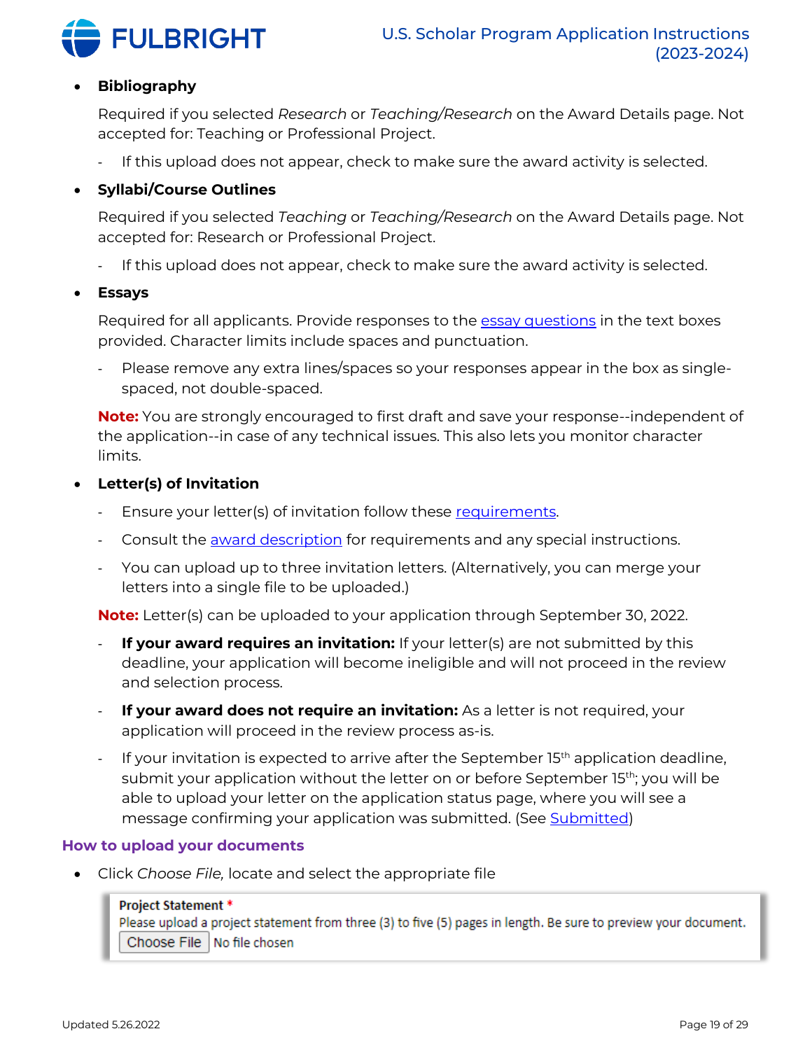- **Bibliography**

  Required if you selected *Research* or *Teaching/Research* on the Award Details page. Not accepted for: Teaching or Professional Project.

  - If this upload does not appear, check to make sure the award activity is selected.

- **Syllabi/Course Outlines**

  Required if you selected *Teaching* or *Teaching/Research* on the Award Details page. Not accepted for: Research or Professional Project.

  - If this upload does not appear, check to make sure the award activity is selected.

- **Essays**

  Required for all applicants. Provide responses to the essay questions in the text boxes provided. Character limits include spaces and punctuation.

  - Please remove any extra lines/spaces so your responses appear in the box as single-spaced, not double-spaced.

  **Note:** You are strongly encouraged to first draft and save your response--independent of the application--in case of any technical issues. This also lets you monitor character limits.

- **Letter(s) of Invitation**

  - Ensure your letter(s) of invitation follow these requirements.
  - Consult the award description for requirements and any special instructions.
  - You can upload up to three invitation letters. (Alternatively, you can merge your letters into a single file to be uploaded.)

  **Note:** Letter(s) can be uploaded to your application through September 30, 2022.

  - **If your award requires an invitation:** If your letter(s) are not submitted by this deadline, your application will become ineligible and will not proceed in the review and selection process.
  - **If your award does not require an invitation:** As a letter is not required, your application will proceed in the review process as-is.
  - If your invitation is expected to arrive after the September 15th application deadline, submit your application without the letter on or before September 15th; you will be able to upload your letter on the application status page, where you will see a message confirming your application was submitted. (See Submitted)

## How to upload your documents

- Click *Choose File,* locate and select the appropriate file

  **Project Statement** *
  Please upload a project statement from three (3) to five (5) pages in length. Be sure to preview your document.
  Choose File  No file chosen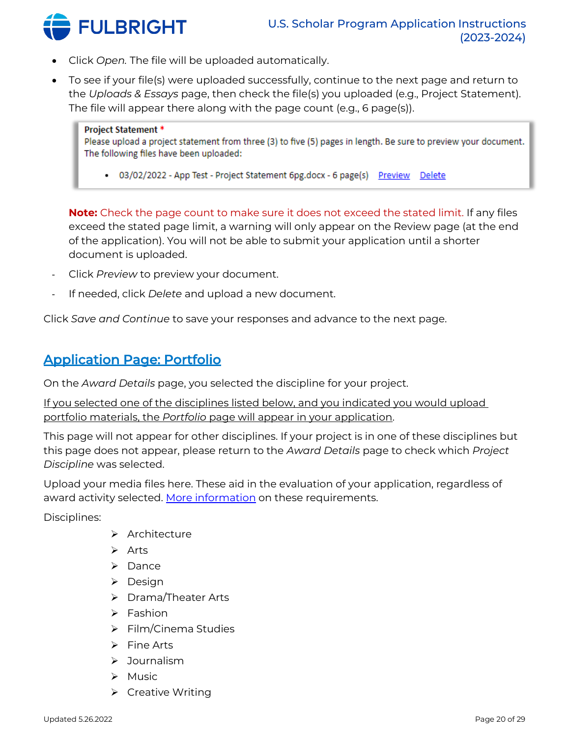- Click *Open.* The file will be uploaded automatically.
- To see if your file(s) were uploaded successfully, continue to the next page and return to the *Uploads & Essays* page, then check the file(s) you uploaded (e.g., Project Statement). The file will appear there along with the page count (e.g., 6 page(s)).

> **Project Statement** *
> Please upload a project statement from three (3) to five (5) pages in length. Be sure to preview your document.
> The following files have been uploaded:
>
> - 03/02/2022 - App Test - Project Statement 6pg.docx - 6 page(s) Preview Delete

**Note:** Check the page count to make sure it does not exceed the stated limit. If any files exceed the stated page limit, a warning will only appear on the Review page (at the end of the application). You will not be able to submit your application until a shorter document is uploaded.

- Click *Preview* to preview your document.
- If needed, click *Delete* and upload a new document.

Click *Save and Continue* to save your responses and advance to the next page.

## Application Page: Portfolio

On the *Award Details* page, you selected the discipline for your project.

If you selected one of the disciplines listed below, and you indicated you would upload portfolio materials, the *Portfolio* page will appear in your application.

This page will not appear for other disciplines. If your project is in one of these disciplines but this page does not appear, please return to the *Award Details* page to check which *Project Discipline* was selected.

Upload your media files here. These aid in the evaluation of your application, regardless of award activity selected. More information on these requirements.

Disciplines:

- Architecture
- Arts
- Dance
- Design
- Drama/Theater Arts
- Fashion
- Film/Cinema Studies
- Fine Arts
- Journalism
- Music
- Creative Writing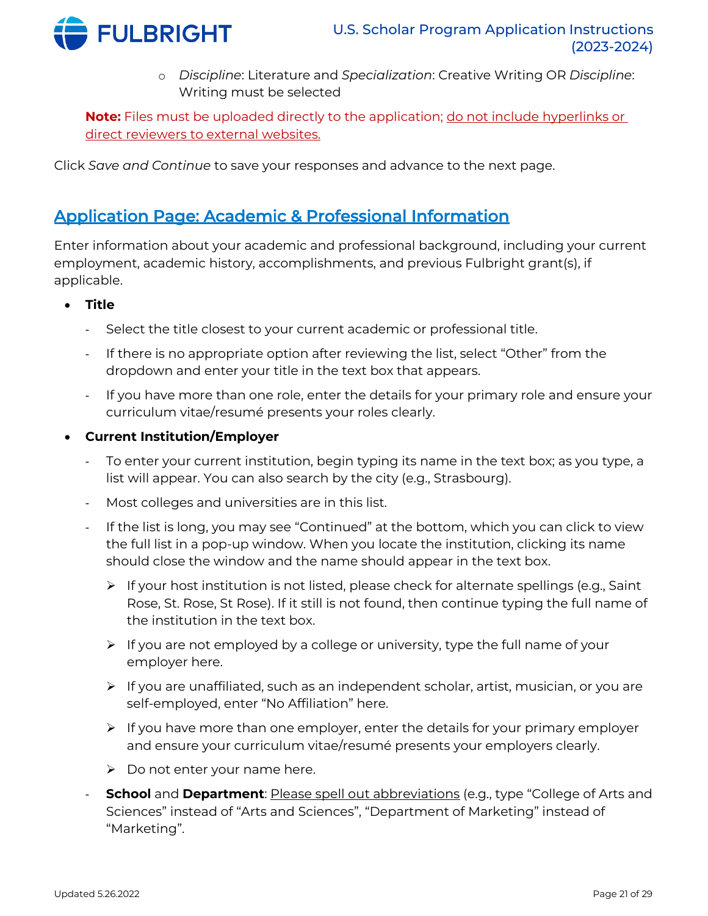- *Discipline*: Literature and *Specialization*: Creative Writing OR *Discipline*: Writing must be selected

**Note:** Files must be uploaded directly to the application; do not include hyperlinks or direct reviewers to external websites.

Click *Save and Continue* to save your responses and advance to the next page.

## Application Page: Academic & Professional Information

Enter information about your academic and professional background, including your current employment, academic history, accomplishments, and previous Fulbright grant(s), if applicable.

- **Title**
  - Select the title closest to your current academic or professional title.
  - If there is no appropriate option after reviewing the list, select "Other" from the dropdown and enter your title in the text box that appears.
  - If you have more than one role, enter the details for your primary role and ensure your curriculum vitae/resumé presents your roles clearly.
- **Current Institution/Employer**
  - To enter your current institution, begin typing its name in the text box; as you type, a list will appear. You can also search by the city (e.g., Strasbourg).
  - Most colleges and universities are in this list.
  - If the list is long, you may see "Continued" at the bottom, which you can click to view the full list in a pop-up window. When you locate the institution, clicking its name should close the window and the name should appear in the text box.
    - If your host institution is not listed, please check for alternate spellings (e.g., Saint Rose, St. Rose, St Rose). If it still is not found, then continue typing the full name of the institution in the text box.
    - If you are not employed by a college or university, type the full name of your employer here.
    - If you are unaffiliated, such as an independent scholar, artist, musician, or you are self-employed, enter "No Affiliation" here.
    - If you have more than one employer, enter the details for your primary employer and ensure your curriculum vitae/resumé presents your employers clearly.
    - Do not enter your name here.
  - **School** and **Department**: Please spell out abbreviations (e.g., type "College of Arts and Sciences" instead of "Arts and Sciences", "Department of Marketing" instead of "Marketing".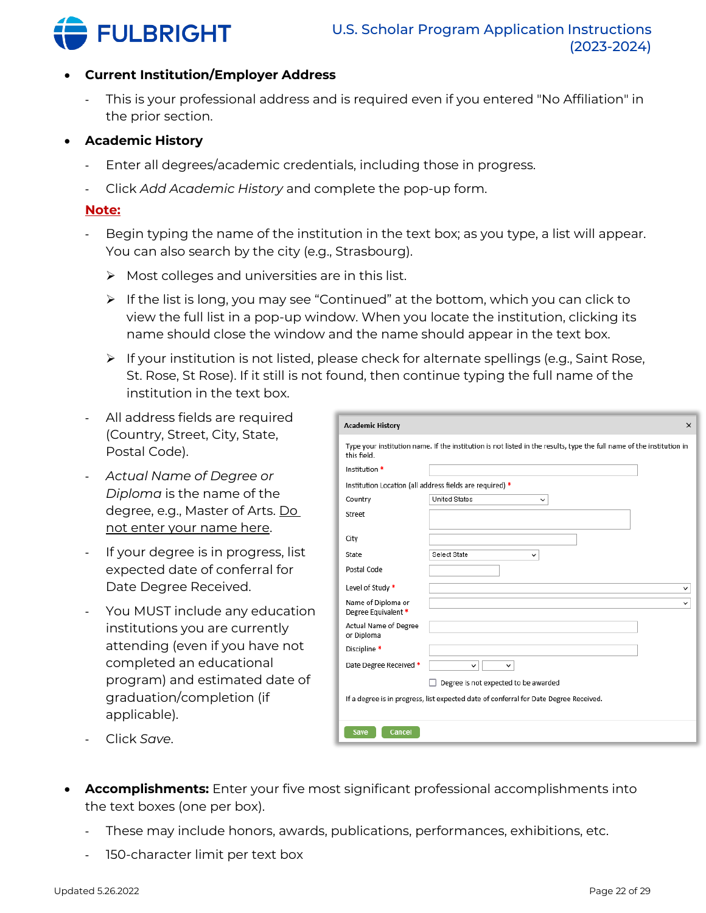- **Current Institution/Employer Address**
  - This is your professional address and is required even if you entered "No Affiliation" in the prior section.
- **Academic History**
  - Enter all degrees/academic credentials, including those in progress.
  - Click *Add Academic History* and complete the pop-up form.

  **Note:**

  - Begin typing the name of the institution in the text box; as you type, a list will appear. You can also search by the city (e.g., Strasbourg).
    - Most colleges and universities are in this list.
    - If the list is long, you may see "Continued" at the bottom, which you can click to view the full list in a pop-up window. When you locate the institution, clicking its name should close the window and the name should appear in the text box.
    - If your institution is not listed, please check for alternate spellings (e.g., Saint Rose, St. Rose, St Rose). If it still is not found, then continue typing the full name of the institution in the text box.
  - All address fields are required (Country, Street, City, State, Postal Code).
  - *Actual Name of Degree or Diploma* is the name of the degree, e.g., Master of Arts. Do not enter your name here.
  - If your degree is in progress, list expected date of conferral for Date Degree Received.
  - You MUST include any education institutions you are currently attending (even if you have not completed an educational program) and estimated date of graduation/completion (if applicable).
  - Click *Save*.

**Academic History**

Type your institution name. If the institution is not listed in the results, type the full name of the institution in this field.

Institution *

Institution Location (all address fields are required) *

Country: United States

Street

City

State: Select State

Postal Code

Level of Study *

Name of Diploma or Degree Equivalent *

Actual Name of Degree or Diploma

Discipline *

Date Degree Received *

☐ Degree is not expected to be awarded

If a degree is in progress, list expected date of conferral for Date Degree Received.

Save | Cancel

- **Accomplishments:** Enter your five most significant professional accomplishments into the text boxes (one per box).
  - These may include honors, awards, publications, performances, exhibitions, etc.
  - 150-character limit per text box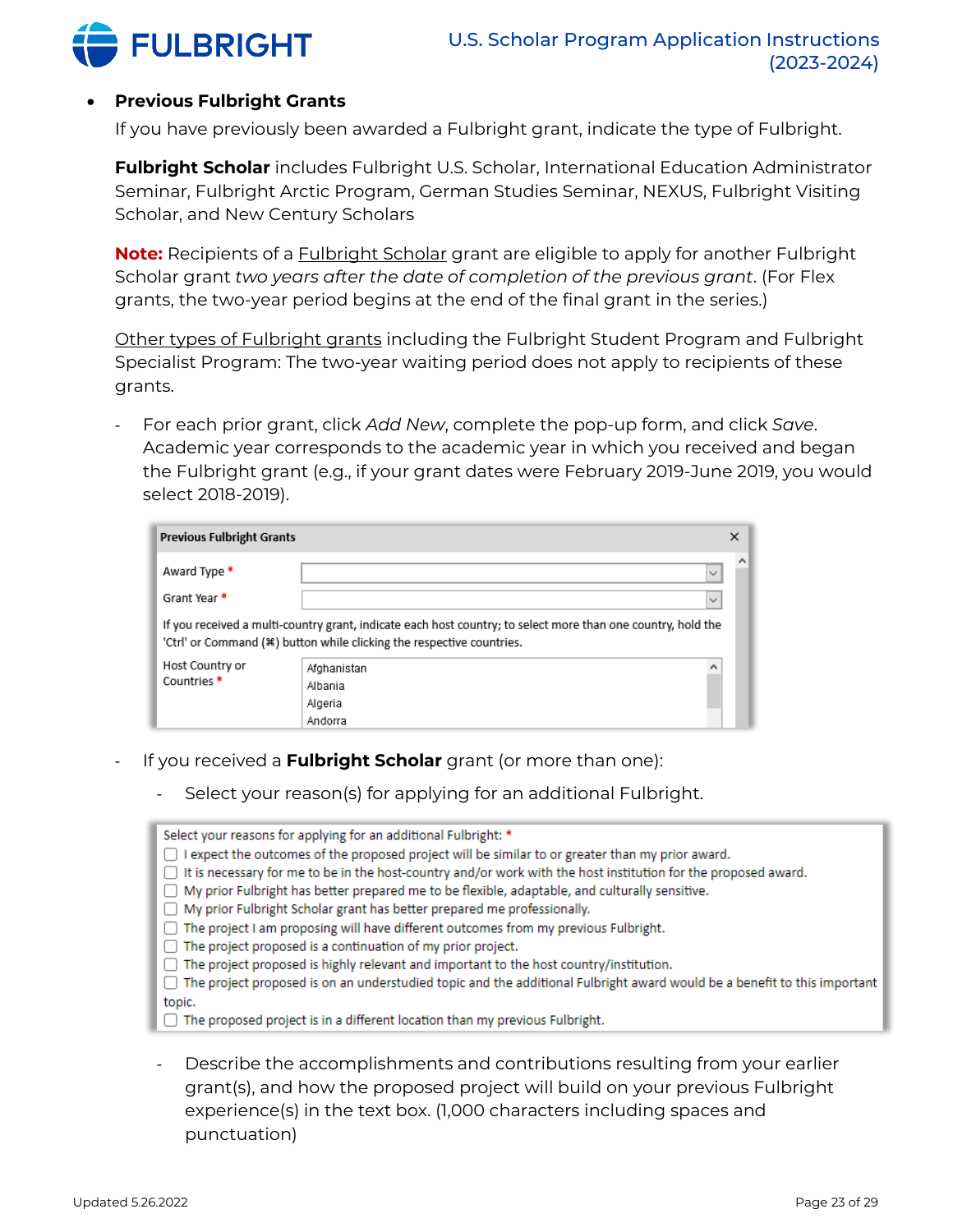- **Previous Fulbright Grants**

  If you have previously been awarded a Fulbright grant, indicate the type of Fulbright.

  **Fulbright Scholar** includes Fulbright U.S. Scholar, International Education Administrator Seminar, Fulbright Arctic Program, German Studies Seminar, NEXUS, Fulbright Visiting Scholar, and New Century Scholars

  **Note:** Recipients of a Fulbright Scholar grant are eligible to apply for another Fulbright Scholar grant *two years after the date of completion of the previous grant*. (For Flex grants, the two-year period begins at the end of the final grant in the series.)

  Other types of Fulbright grants including the Fulbright Student Program and Fulbright Specialist Program: The two-year waiting period does not apply to recipients of these grants.

  - For each prior grant, click *Add New*, complete the pop-up form, and click *Save*. Academic year corresponds to the academic year in which you received and began the Fulbright grant (e.g., if your grant dates were February 2019-June 2019, you would select 2018-2019).

    **Previous Fulbright Grants**

    Award Type *

    Grant Year *

    If you received a multi-country grant, indicate each host country; to select more than one country, hold the 'Ctrl' or Command (⌘) button while clicking the respective countries.

    Host Country or Countries *

    Afghanistan
    Albania
    Algeria
    Andorra

  - If you received a **Fulbright Scholar** grant (or more than one):
    - Select your reason(s) for applying for an additional Fulbright.

      Select your reasons for applying for an additional Fulbright: *

      - ☐ I expect the outcomes of the proposed project will be similar to or greater than my prior award.
      - ☐ It is necessary for me to be in the host-country and/or work with the host institution for the proposed award.
      - ☐ My prior Fulbright has better prepared me to be flexible, adaptable, and culturally sensitive.
      - ☐ My prior Fulbright Scholar grant has better prepared me professionally.
      - ☐ The project I am proposing will have different outcomes from my previous Fulbright.
      - ☐ The project proposed is a continuation of my prior project.
      - ☐ The project proposed is highly relevant and important to the host country/institution.
      - ☐ The project proposed is on an understudied topic and the additional Fulbright award would be a benefit to this important topic.
      - ☐ The proposed project is in a different location than my previous Fulbright.

    - Describe the accomplishments and contributions resulting from your earlier grant(s), and how the proposed project will build on your previous Fulbright experience(s) in the text box. (1,000 characters including spaces and punctuation)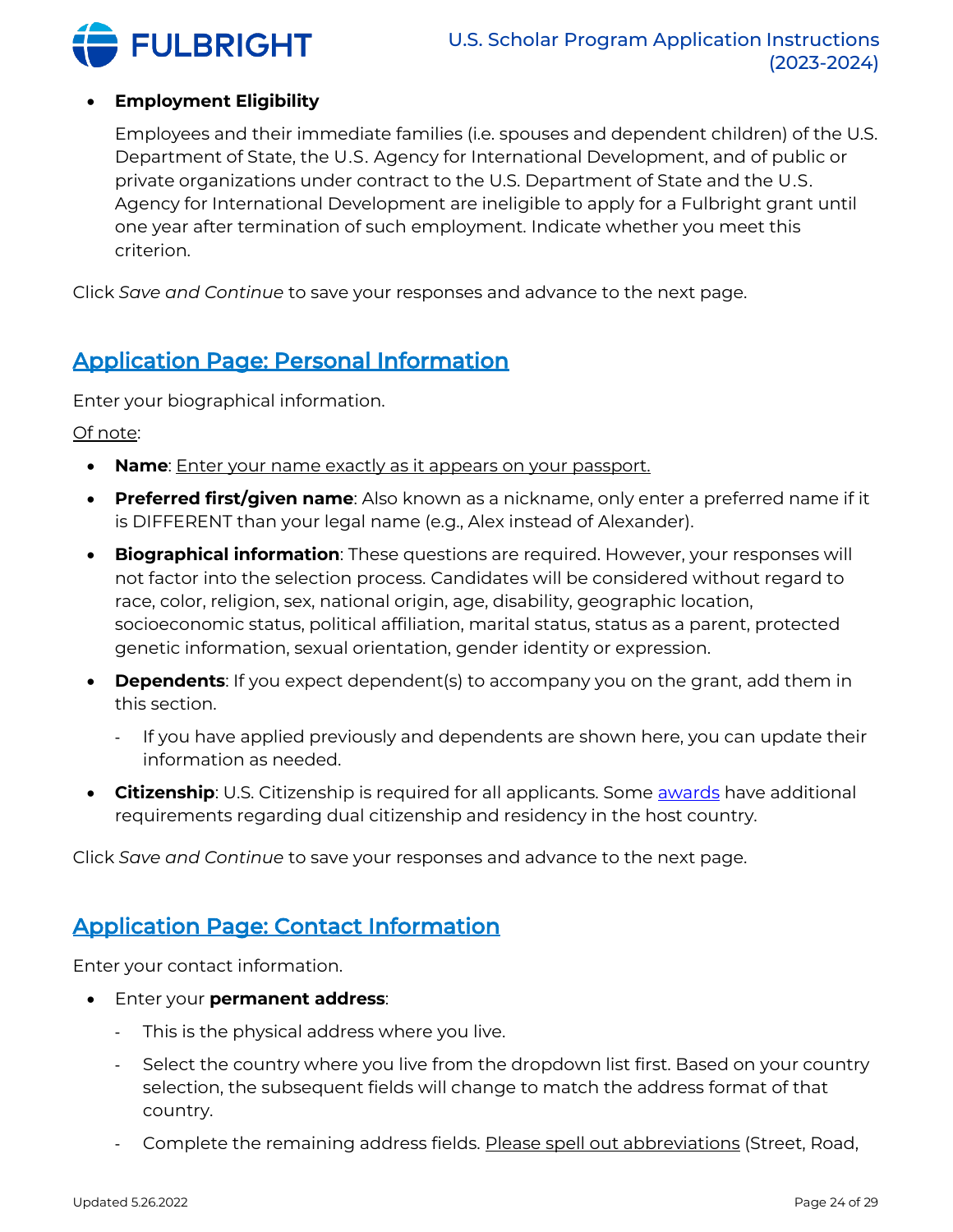- **Employment Eligibility**

  Employees and their immediate families (i.e. spouses and dependent children) of the U.S. Department of State, the U.S. Agency for International Development, and of public or private organizations under contract to the U.S. Department of State and the U.S. Agency for International Development are ineligible to apply for a Fulbright grant until one year after termination of such employment. Indicate whether you meet this criterion.

Click *Save and Continue* to save your responses and advance to the next page.

## Application Page: Personal Information

Enter your biographical information.

Of note:

- **Name**: Enter your name exactly as it appears on your passport.
- **Preferred first/given name**: Also known as a nickname, only enter a preferred name if it is DIFFERENT than your legal name (e.g., Alex instead of Alexander).
- **Biographical information**: These questions are required. However, your responses will not factor into the selection process. Candidates will be considered without regard to race, color, religion, sex, national origin, age, disability, geographic location, socioeconomic status, political affiliation, marital status, status as a parent, protected genetic information, sexual orientation, gender identity or expression.
- **Dependents**: If you expect dependent(s) to accompany you on the grant, add them in this section.
  - If you have applied previously and dependents are shown here, you can update their information as needed.
- **Citizenship**: U.S. Citizenship is required for all applicants. Some awards have additional requirements regarding dual citizenship and residency in the host country.

Click *Save and Continue* to save your responses and advance to the next page.

## Application Page: Contact Information

Enter your contact information.

- Enter your **permanent address**:
  - This is the physical address where you live.
  - Select the country where you live from the dropdown list first. Based on your country selection, the subsequent fields will change to match the address format of that country.
  - Complete the remaining address fields. Please spell out abbreviations (Street, Road,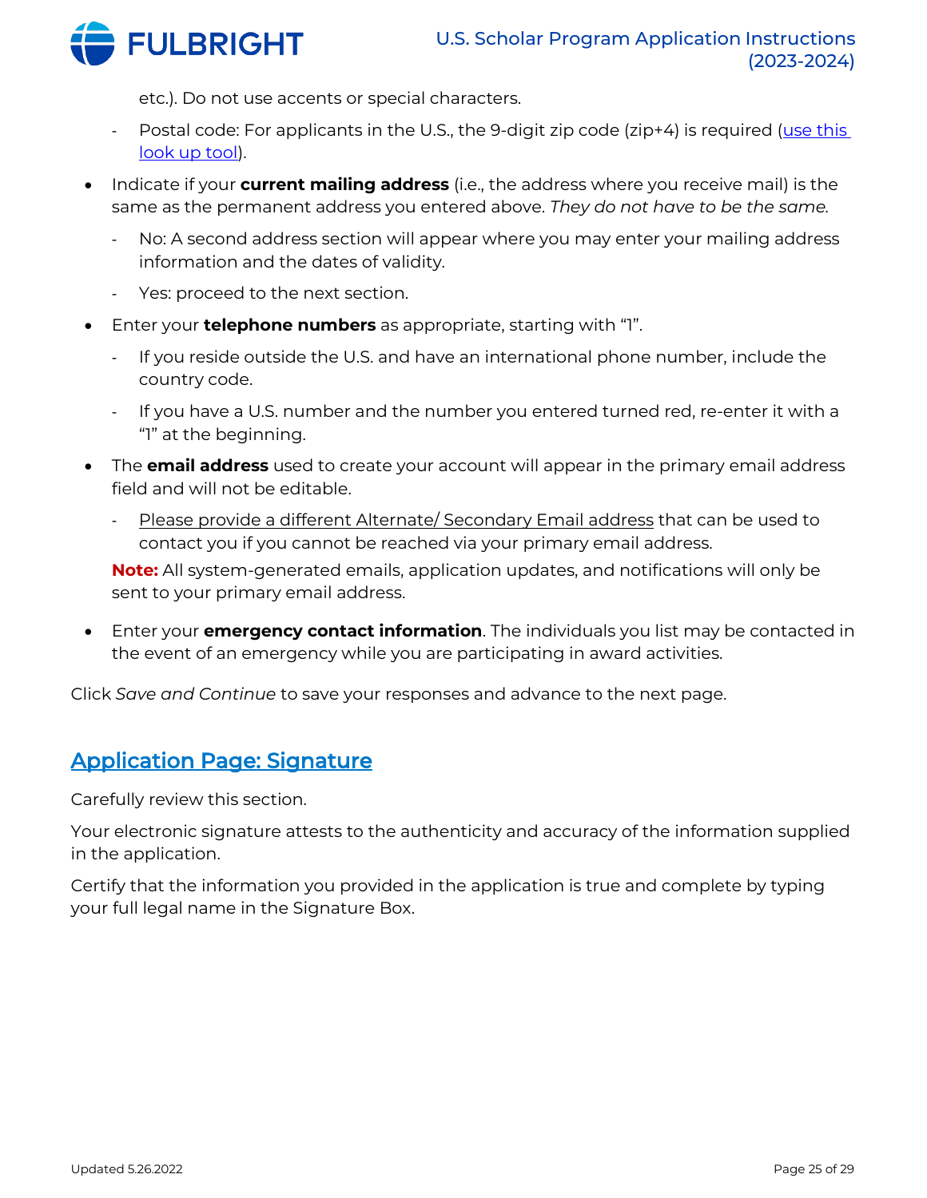etc.). Do not use accents or special characters.

- Postal code: For applicants in the U.S., the 9-digit zip code (zip+4) is required (use this look up tool).

- Indicate if your **current mailing address** (i.e., the address where you receive mail) is the same as the permanent address you entered above. *They do not have to be the same.*
  - No: A second address section will appear where you may enter your mailing address information and the dates of validity.
  - Yes: proceed to the next section.
- Enter your **telephone numbers** as appropriate, starting with "1".
  - If you reside outside the U.S. and have an international phone number, include the country code.
  - If you have a U.S. number and the number you entered turned red, re-enter it with a "1" at the beginning.
- The **email address** used to create your account will appear in the primary email address field and will not be editable.
  - Please provide a different Alternate/ Secondary Email address that can be used to contact you if you cannot be reached via your primary email address.

  **Note:** All system-generated emails, application updates, and notifications will only be sent to your primary email address.

- Enter your **emergency contact information**. The individuals you list may be contacted in the event of an emergency while you are participating in award activities.

Click *Save and Continue* to save your responses and advance to the next page.

## Application Page: Signature

Carefully review this section.

Your electronic signature attests to the authenticity and accuracy of the information supplied in the application.

Certify that the information you provided in the application is true and complete by typing your full legal name in the Signature Box.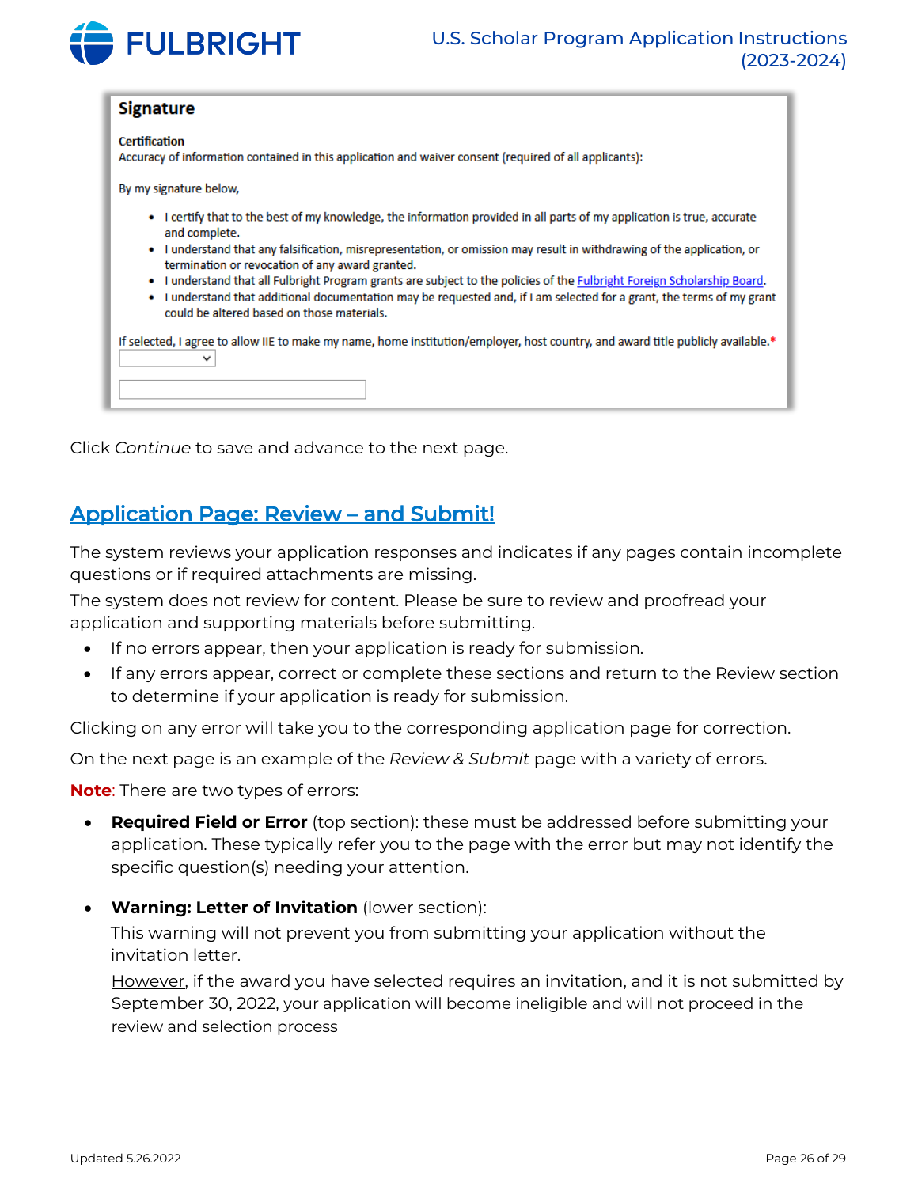**Signature**

**Certification**

Accuracy of information contained in this application and waiver consent (required of all applicants):

By my signature below,

- I certify that to the best of my knowledge, the information provided in all parts of my application is true, accurate and complete.
- I understand that any falsification, misrepresentation, or omission may result in withdrawing of the application, or termination or revocation of any award granted.
- I understand that all Fulbright Program grants are subject to the policies of the Fulbright Foreign Scholarship Board.
- I understand that additional documentation may be requested and, if I am selected for a grant, the terms of my grant could be altered based on those materials.

If selected, I agree to allow IIE to make my name, home institution/employer, host country, and award title publicly available.*

Click *Continue* to save and advance to the next page.

## Application Page: Review – and Submit!

The system reviews your application responses and indicates if any pages contain incomplete questions or if required attachments are missing.

The system does not review for content. Please be sure to review and proofread your application and supporting materials before submitting.

- If no errors appear, then your application is ready for submission.
- If any errors appear, correct or complete these sections and return to the Review section to determine if your application is ready for submission.

Clicking on any error will take you to the corresponding application page for correction.

On the next page is an example of the *Review & Submit* page with a variety of errors.

**Note**: There are two types of errors:

- **Required Field or Error** (top section): these must be addressed before submitting your application. These typically refer you to the page with the error but may not identify the specific question(s) needing your attention.

- **Warning: Letter of Invitation** (lower section):

  This warning will not prevent you from submitting your application without the invitation letter.

  However, if the award you have selected requires an invitation, and it is not submitted by September 30, 2022, your application will become ineligible and will not proceed in the review and selection process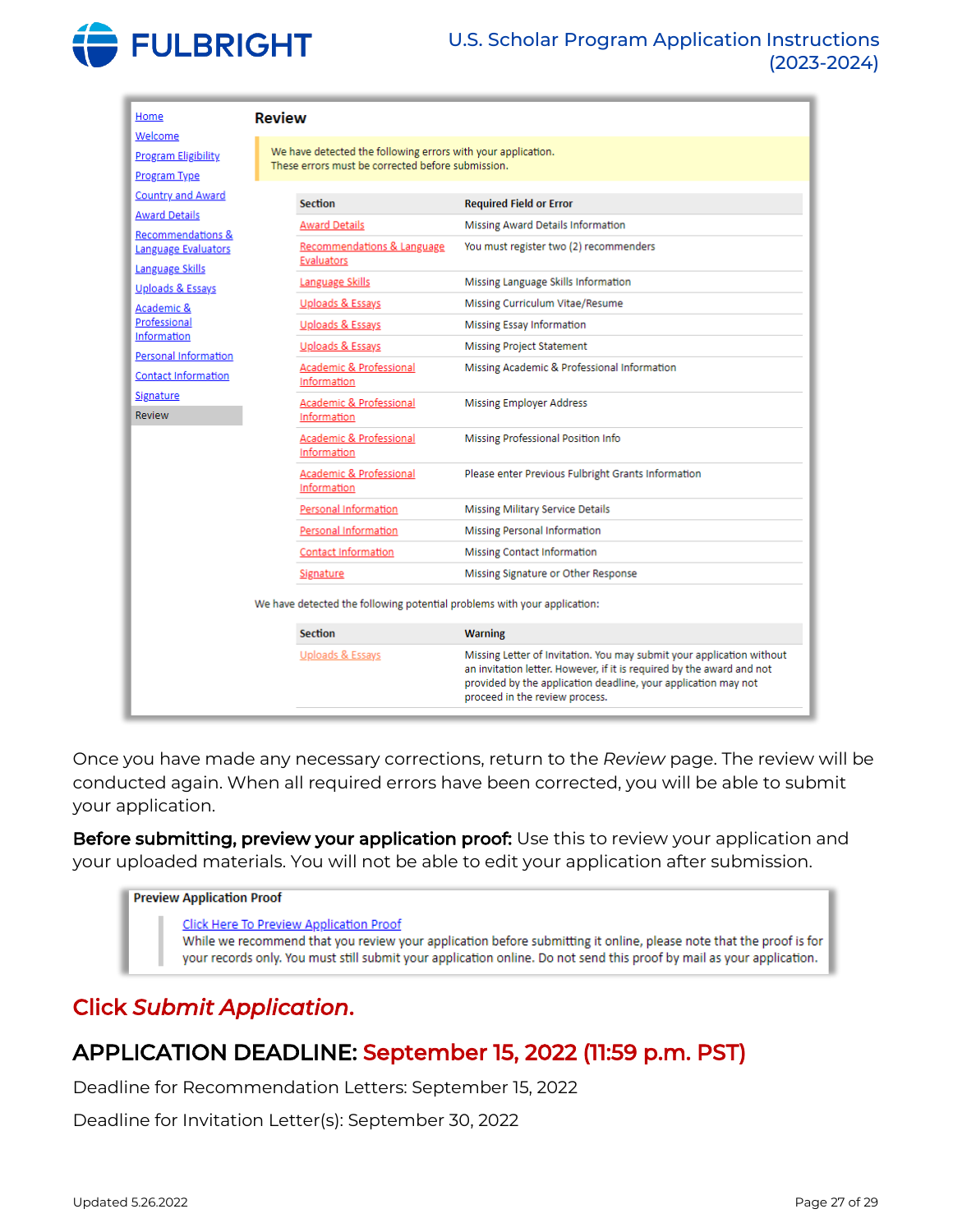Home
Welcome
Program Eligibility
Program Type
Country and Award
Award Details
Recommendations & Language Evaluators
Language Skills
Uploads & Essays
Academic & Professional Information
Personal Information
Contact Information
Signature
Review

**Review**

We have detected the following errors with your application.
These errors must be corrected before submission.

| Section | Required Field or Error |
|---|---|
| Award Details | Missing Award Details Information |
| Recommendations & Language Evaluators | You must register two (2) recommenders |
| Language Skills | Missing Language Skills Information |
| Uploads & Essays | Missing Curriculum Vitae/Resume |
| Uploads & Essays | Missing Essay Information |
| Uploads & Essays | Missing Project Statement |
| Academic & Professional Information | Missing Academic & Professional Information |
| Academic & Professional Information | Missing Employer Address |
| Academic & Professional Information | Missing Professional Position Info |
| Academic & Professional Information | Please enter Previous Fulbright Grants Information |
| Personal Information | Missing Military Service Details |
| Personal Information | Missing Personal Information |
| Contact Information | Missing Contact Information |
| Signature | Missing Signature or Other Response |

We have detected the following potential problems with your application:

| Section | Warning |
|---|---|
| Uploads & Essays | Missing Letter of Invitation. You may submit your application without an invitation letter. However, if it is required by the award and not provided by the application deadline, your application may not proceed in the review process. |

Once you have made any necessary corrections, return to the *Review* page. The review will be conducted again. When all required errors have been corrected, you will be able to submit your application.

**Before submitting, preview your application proof:** Use this to review your application and your uploaded materials. You will not be able to edit your application after submission.

**Preview Application Proof**

Click Here To Preview Application Proof
While we recommend that you review your application before submitting it online, please note that the proof is for your records only. You must still submit your application online. Do not send this proof by mail as your application.

## Click *Submit Application*.

## APPLICATION DEADLINE: September 15, 2022 (11:59 p.m. PST)

Deadline for Recommendation Letters: September 15, 2022

Deadline for Invitation Letter(s): September 30, 2022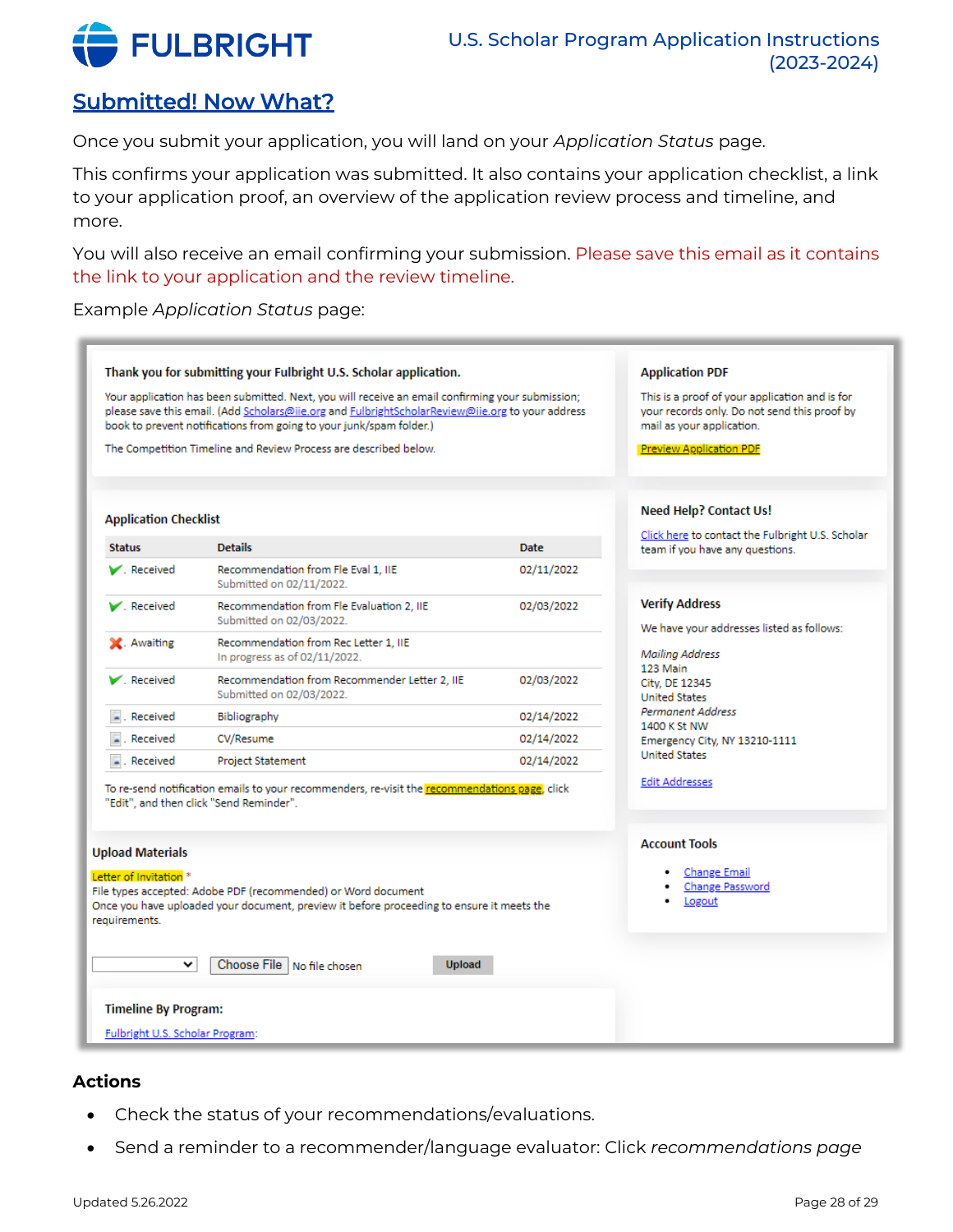## Submitted! Now What?

Once you submit your application, you will land on your *Application Status* page.

This confirms your application was submitted. It also contains your application checklist, a link to your application proof, an overview of the application review process and timeline, and more.

You will also receive an email confirming your submission. Please save this email as it contains the link to your application and the review timeline.

Example *Application Status* page:

**Thank you for submitting your Fulbright U.S. Scholar application.**

Your application has been submitted. Next, you will receive an email confirming your submission; please save this email. (Add Scholars@iie.org and FulbrightScholarReview@iie.org to your address book to prevent notifications from going to your junk/spam folder.)

The Competition Timeline and Review Process are described below.

**Application PDF**

This is a proof of your application and is for your records only. Do not send this proof by mail as your application.

Preview Application PDF

**Application Checklist**

| Status | Details | Date |
|---|---|---|
| Received | Recommendation from Fle Eval 1, IIE<br>Submitted on 02/11/2022. | 02/11/2022 |
| Received | Recommendation from Fle Evaluation 2, IIE<br>Submitted on 02/03/2022. | 02/03/2022 |
| Awaiting | Recommendation from Rec Letter 1, IIE<br>In progress as of 02/11/2022. | |
| Received | Recommendation from Recommender Letter 2, IIE<br>Submitted on 02/03/2022. | 02/03/2022 |
| Received | Bibliography | 02/14/2022 |
| Received | CV/Resume | 02/14/2022 |
| Received | Project Statement | 02/14/2022 |

To re-send notification emails to your recommenders, re-visit the recommendations page, click "Edit", and then click "Send Reminder".

**Need Help? Contact Us!**

Click here to contact the Fulbright U.S. Scholar team if you have any questions.

**Verify Address**

We have your addresses listed as follows:

*Mailing Address*
123 Main
City, DE 12345
United States
*Permanent Address*
1400 K St NW
Emergency City, NY 13210-1111
United States

Edit Addresses

**Upload Materials**

Letter of Invitation *
File types accepted: Adobe PDF (recommended) or Word document
Once you have uploaded your document, preview it before proceeding to ensure it meets the requirements.

Choose File No file chosen Upload

**Account Tools**

- Change Email
- Change Password
- Logout

**Timeline By Program:**

Fulbright U.S. Scholar Program:

### Actions

- Check the status of your recommendations/evaluations.
- Send a reminder to a recommender/language evaluator: Click *recommendations page*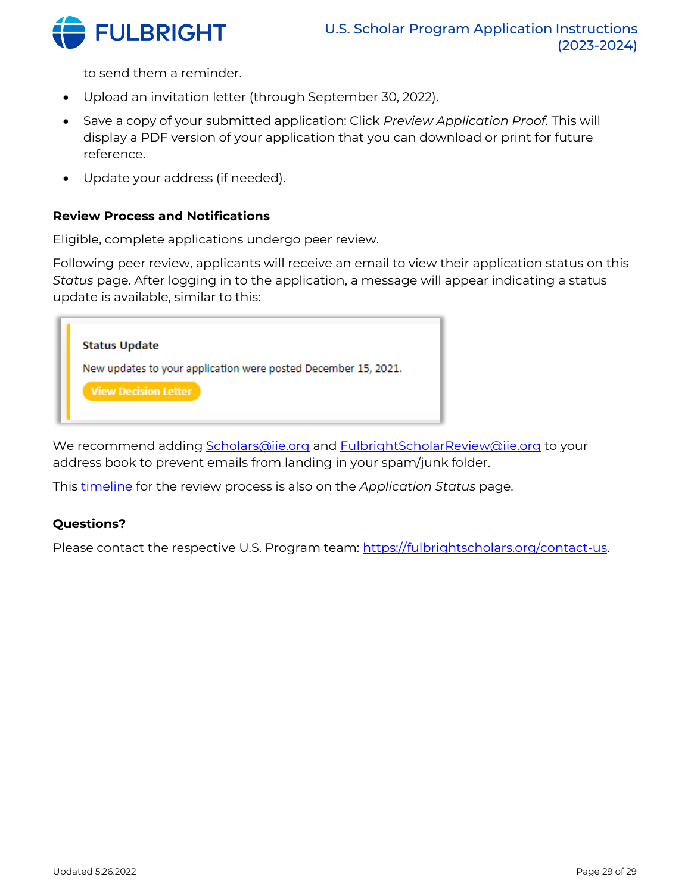to send them a reminder.

- Upload an invitation letter (through September 30, 2022).
- Save a copy of your submitted application: Click *Preview Application Proof*. This will display a PDF version of your application that you can download or print for future reference.
- Update your address (if needed).

### Review Process and Notifications

Eligible, complete applications undergo peer review.

Following peer review, applicants will receive an email to view their application status on this *Status* page. After logging in to the application, a message will appear indicating a status update is available, similar to this:

**Status Update**

New updates to your application were posted December 15, 2021.

View Decision Letter

We recommend adding Scholars@iie.org and FulbrightScholarReview@iie.org to your address book to prevent emails from landing in your spam/junk folder.

This timeline for the review process is also on the *Application Status* page.

### Questions?

Please contact the respective U.S. Program team: https://fulbrightscholars.org/contact-us.